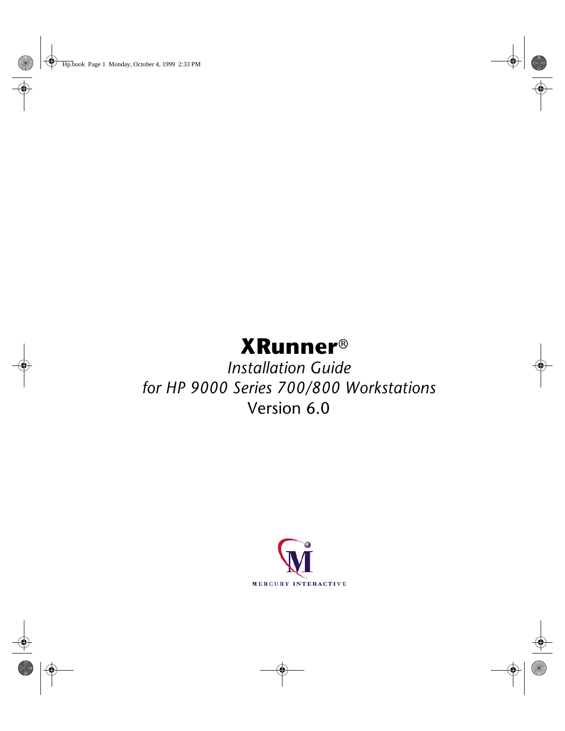# XRunner®

*Installation Guide*

*for HP 9000 Series 700/800 Workstations*

Version 6.0

MERCURY INTERACTIVE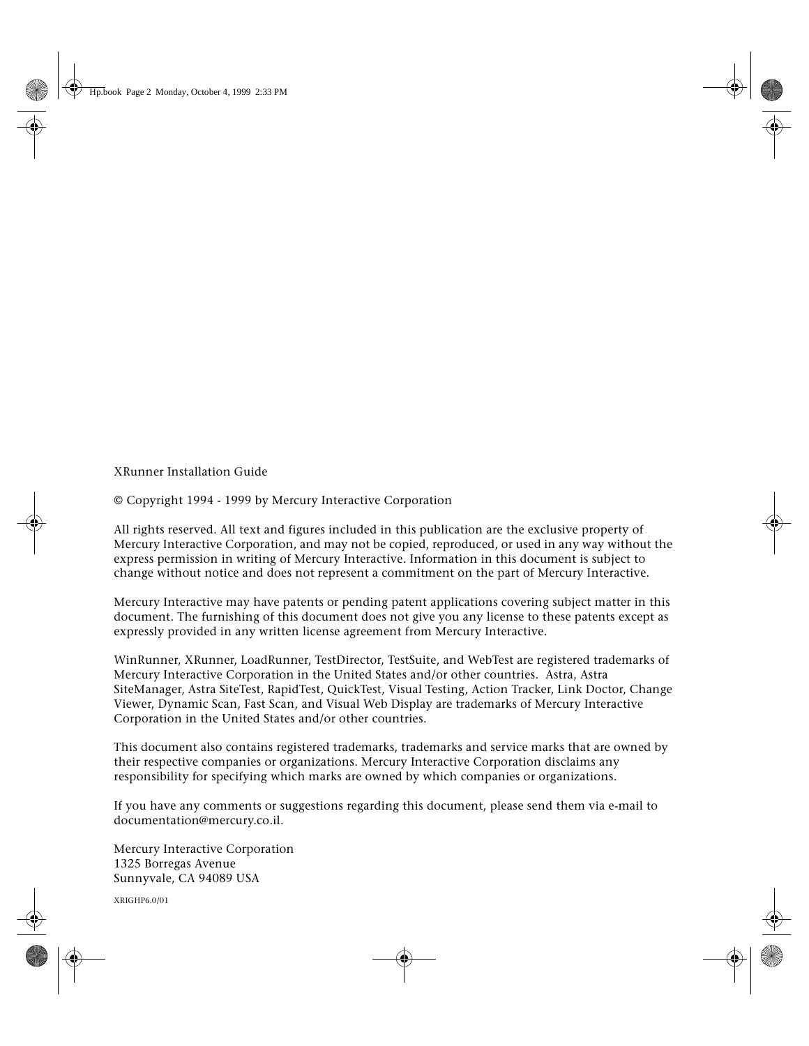XRunner Installation Guide

© Copyright 1994 - 1999 by Mercury Interactive Corporation

All rights reserved. All text and figures included in this publication are the exclusive property of Mercury Interactive Corporation, and may not be copied, reproduced, or used in any way without the express permission in writing of Mercury Interactive. Information in this document is subject to change without notice and does not represent a commitment on the part of Mercury Interactive.

Mercury Interactive may have patents or pending patent applications covering subject matter in this document. The furnishing of this document does not give you any license to these patents except as expressly provided in any written license agreement from Mercury Interactive.

WinRunner, XRunner, LoadRunner, TestDirector, TestSuite, and WebTest are registered trademarks of Mercury Interactive Corporation in the United States and/or other countries. Astra, Astra SiteManager, Astra SiteTest, RapidTest, QuickTest, Visual Testing, Action Tracker, Link Doctor, Change Viewer, Dynamic Scan, Fast Scan, and Visual Web Display are trademarks of Mercury Interactive Corporation in the United States and/or other countries.

This document also contains registered trademarks, trademarks and service marks that are owned by their respective companies or organizations. Mercury Interactive Corporation disclaims any responsibility for specifying which marks are owned by which companies or organizations.

If you have any comments or suggestions regarding this document, please send them via e-mail to documentation@mercury.co.il.

Mercury Interactive Corporation
1325 Borregas Avenue
Sunnyvale, CA 94089 USA

XRIGHP6.0/01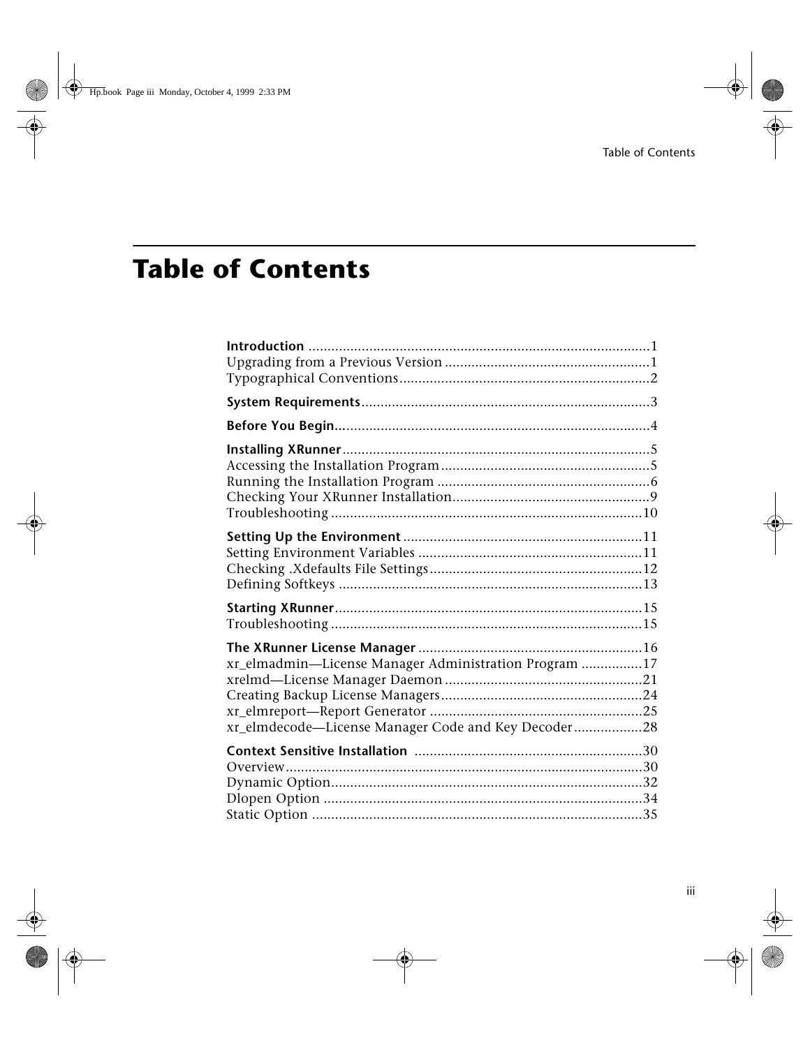# Table of Contents

**Introduction** ..........................................................................................1
Upgrading from a Previous Version ......................................................1
Typographical Conventions..................................................................2

**System Requirements**............................................................................3

**Before You Begin**...................................................................................4

**Installing XRunner**.................................................................................5
Accessing the Installation Program.......................................................5
Running the Installation Program ........................................................6
Checking Your XRunner Installation...................................................9
Troubleshooting .................................................................................10

**Setting Up the Environment** ...............................................................11
Setting Environment Variables ...........................................................11
Checking .Xdefaults File Settings........................................................12
Defining Softkeys ...............................................................................13

**Starting XRunner**................................................................................15
Troubleshooting .................................................................................15

**The XRunner License Manager** ...........................................................16
xr_elmadmin—License Manager Administration Program ................17
xrelmd—License Manager Daemon ....................................................21
Creating Backup License Managers.....................................................24
xr_elmreport—Report Generator ........................................................25
xr_elmdecode—License Manager Code and Key Decoder ..................28

**Context Sensitive Installation** ............................................................30
Overview.............................................................................................30
Dynamic Option.................................................................................32
Dlopen Option ....................................................................................34
Static Option .......................................................................................35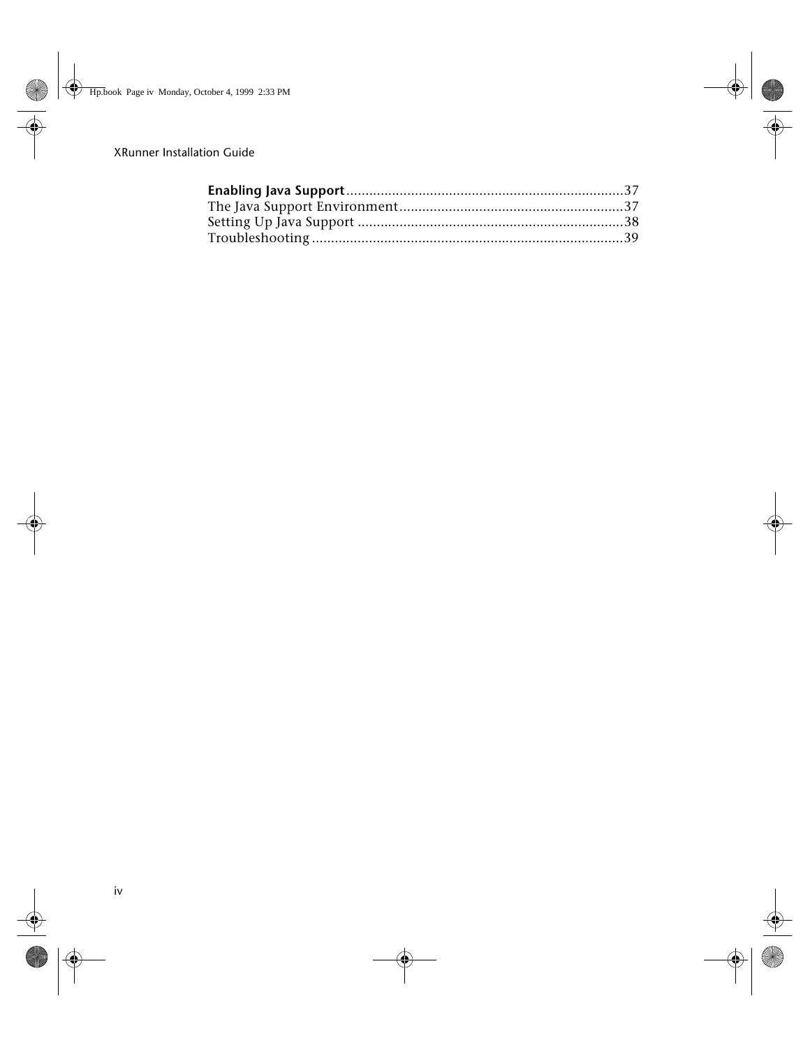**Enabling Java Support**........................................................................37
The Java Support Environment..........................................................37
Setting Up Java Support .....................................................................38
Troubleshooting .................................................................................39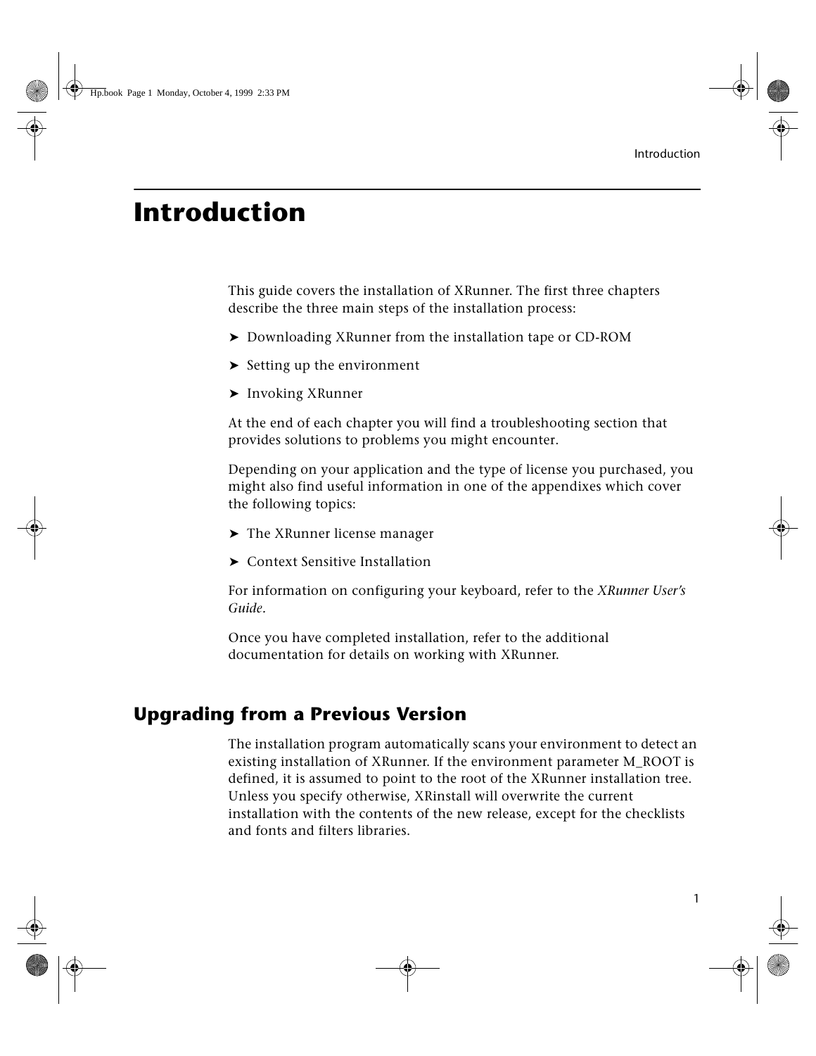# Introduction

This guide covers the installation of XRunner. The first three chapters describe the three main steps of the installation process:

- Downloading XRunner from the installation tape or CD-ROM
- Setting up the environment
- Invoking XRunner

At the end of each chapter you will find a troubleshooting section that provides solutions to problems you might encounter.

Depending on your application and the type of license you purchased, you might also find useful information in one of the appendixes which cover the following topics:

- The XRunner license manager
- Context Sensitive Installation

For information on configuring your keyboard, refer to the *XRunner User's Guide*.

Once you have completed installation, refer to the additional documentation for details on working with XRunner.

## Upgrading from a Previous Version

The installation program automatically scans your environment to detect an existing installation of XRunner. If the environment parameter M_ROOT is defined, it is assumed to point to the root of the XRunner installation tree. Unless you specify otherwise, XRinstall will overwrite the current installation with the contents of the new release, except for the checklists and fonts and filters libraries.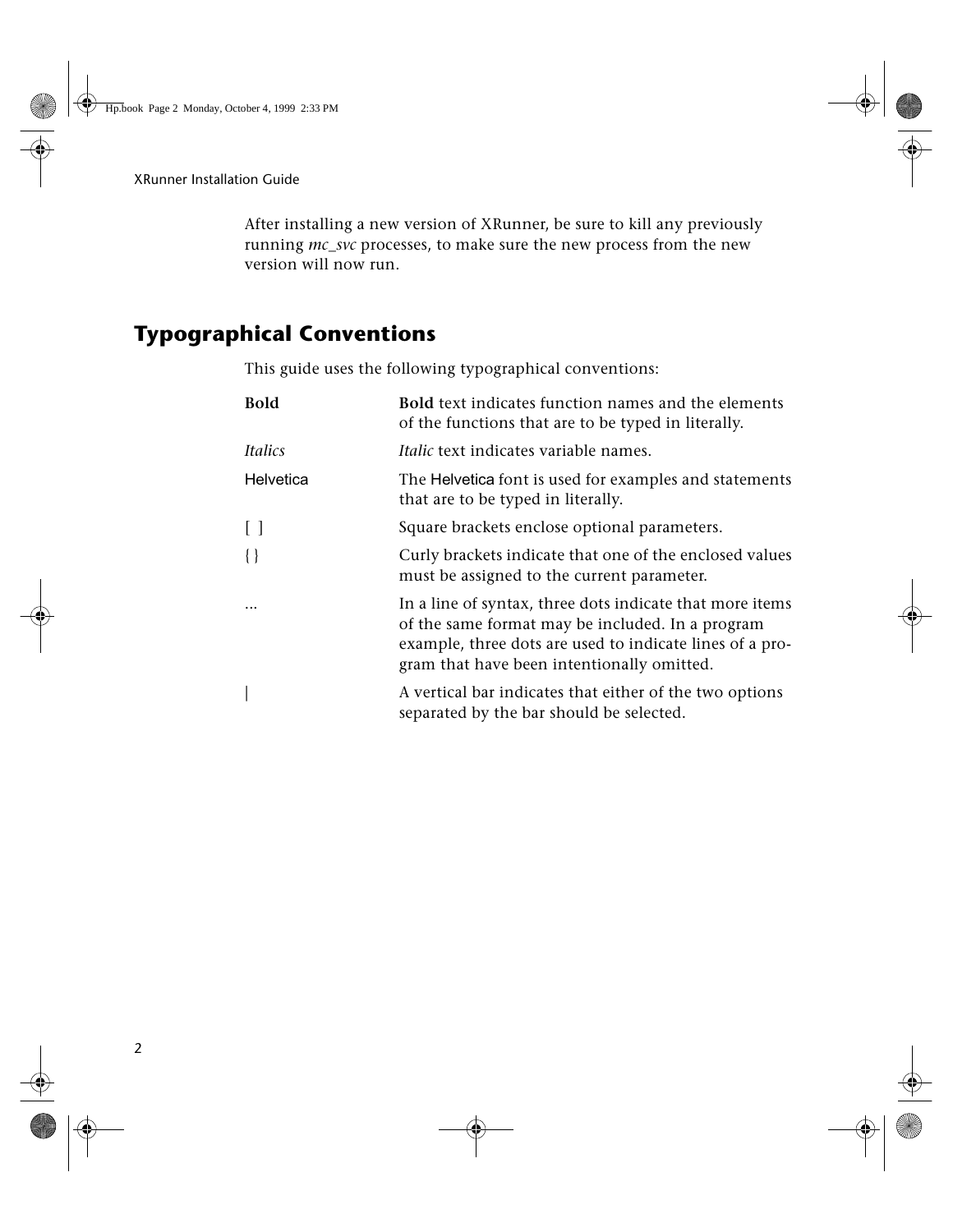After installing a new version of XRunner, be sure to kill any previously running *mc_svc* processes, to make sure the new process from the new version will now run.

## Typographical Conventions

This guide uses the following typographical conventions:

| | |
|---|---|
| **Bold** | **Bold** text indicates function names and the elements of the functions that are to be typed in literally. |
| *Italics* | *Italic* text indicates variable names. |
| Helvetica | The Helvetica font is used for examples and statements that are to be typed in literally. |
| [ ] | Square brackets enclose optional parameters. |
| { } | Curly brackets indicate that one of the enclosed values must be assigned to the current parameter. |
| ... | In a line of syntax, three dots indicate that more items of the same format may be included. In a program example, three dots are used to indicate lines of a program that have been intentionally omitted. |
| \| | A vertical bar indicates that either of the two options separated by the bar should be selected. |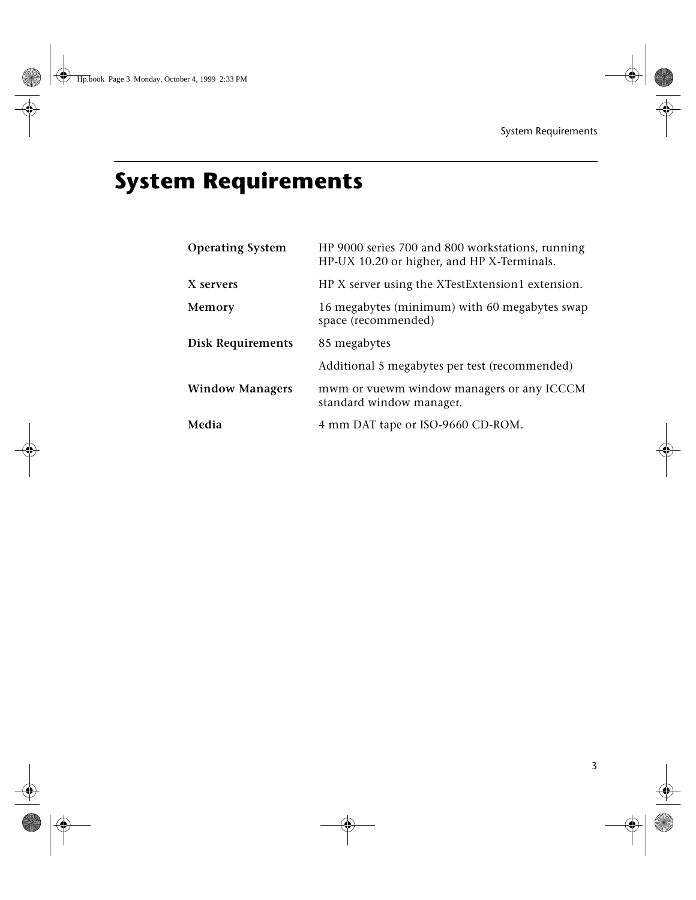# System Requirements

| | |
|---|---|
| **Operating System** | HP 9000 series 700 and 800 workstations, running HP-UX 10.20 or higher, and HP X-Terminals. |
| **X servers** | HP X server using the XTestExtension1 extension. |
| **Memory** | 16 megabytes (minimum) with 60 megabytes swap space (recommended) |
| **Disk Requirements** | 85 megabytes |
| | Additional 5 megabytes per test (recommended) |
| **Window Managers** | mwm or vuewm window managers or any ICCCM standard window manager. |
| **Media** | 4 mm DAT tape or ISO-9660 CD-ROM. |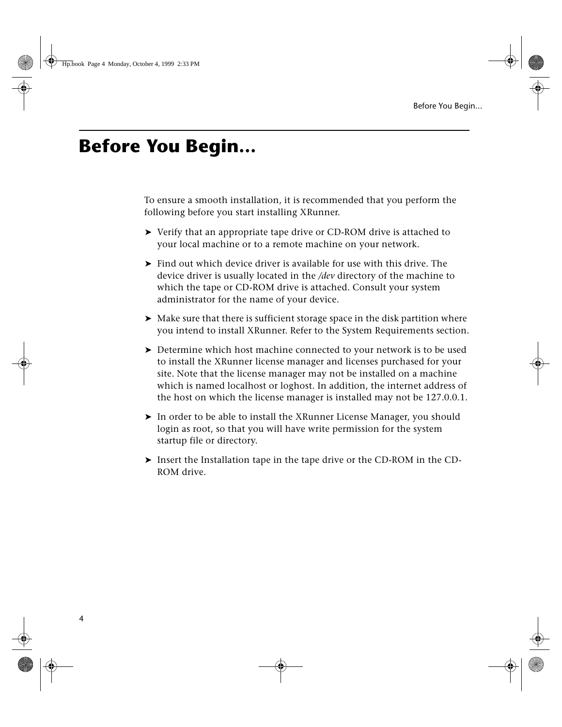# Before You Begin...

To ensure a smooth installation, it is recommended that you perform the following before you start installing XRunner.

- Verify that an appropriate tape drive or CD-ROM drive is attached to your local machine or to a remote machine on your network.
- Find out which device driver is available for use with this drive. The device driver is usually located in the */dev* directory of the machine to which the tape or CD-ROM drive is attached. Consult your system administrator for the name of your device.
- Make sure that there is sufficient storage space in the disk partition where you intend to install XRunner. Refer to the System Requirements section.
- Determine which host machine connected to your network is to be used to install the XRunner license manager and licenses purchased for your site. Note that the license manager may not be installed on a machine which is named localhost or loghost. In addition, the internet address of the host on which the license manager is installed may not be 127.0.0.1.
- In order to be able to install the XRunner License Manager, you should login as root, so that you will have write permission for the system startup file or directory.
- Insert the Installation tape in the tape drive or the CD-ROM in the CD-ROM drive.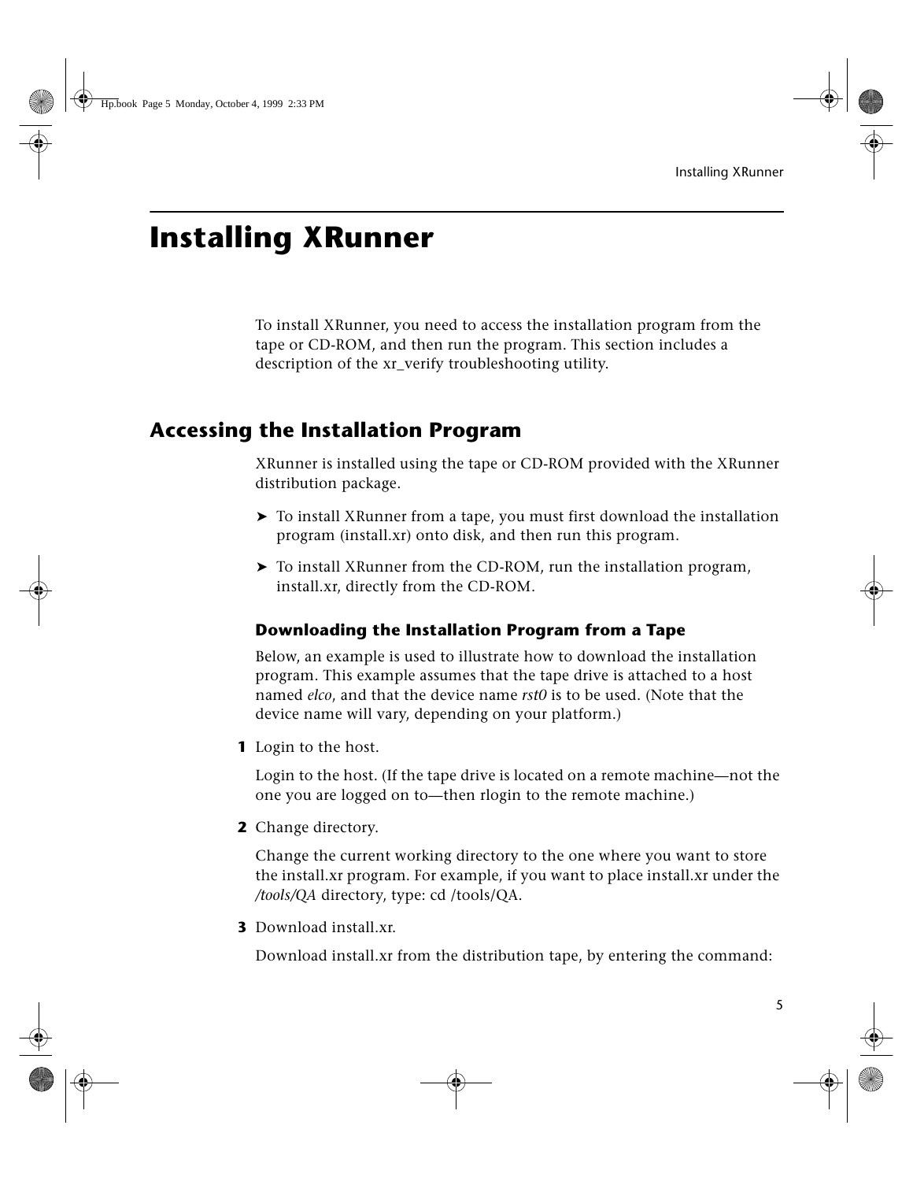# Installing XRunner

To install XRunner, you need to access the installation program from the tape or CD-ROM, and then run the program. This section includes a description of the xr_verify troubleshooting utility.

## Accessing the Installation Program

XRunner is installed using the tape or CD-ROM provided with the XRunner distribution package.

- To install XRunner from a tape, you must first download the installation program (install.xr) onto disk, and then run this program.
- To install XRunner from the CD-ROM, run the installation program, install.xr, directly from the CD-ROM.

### Downloading the Installation Program from a Tape

Below, an example is used to illustrate how to download the installation program. This example assumes that the tape drive is attached to a host named *elco*, and that the device name *rst0* is to be used. (Note that the device name will vary, depending on your platform.)

**1** Login to the host.

Login to the host. (If the tape drive is located on a remote machine—not the one you are logged on to—then rlogin to the remote machine.)

**2** Change directory.

Change the current working directory to the one where you want to store the install.xr program. For example, if you want to place install.xr under the */tools/QA* directory, type: cd /tools/QA.

**3** Download install.xr.

Download install.xr from the distribution tape, by entering the command: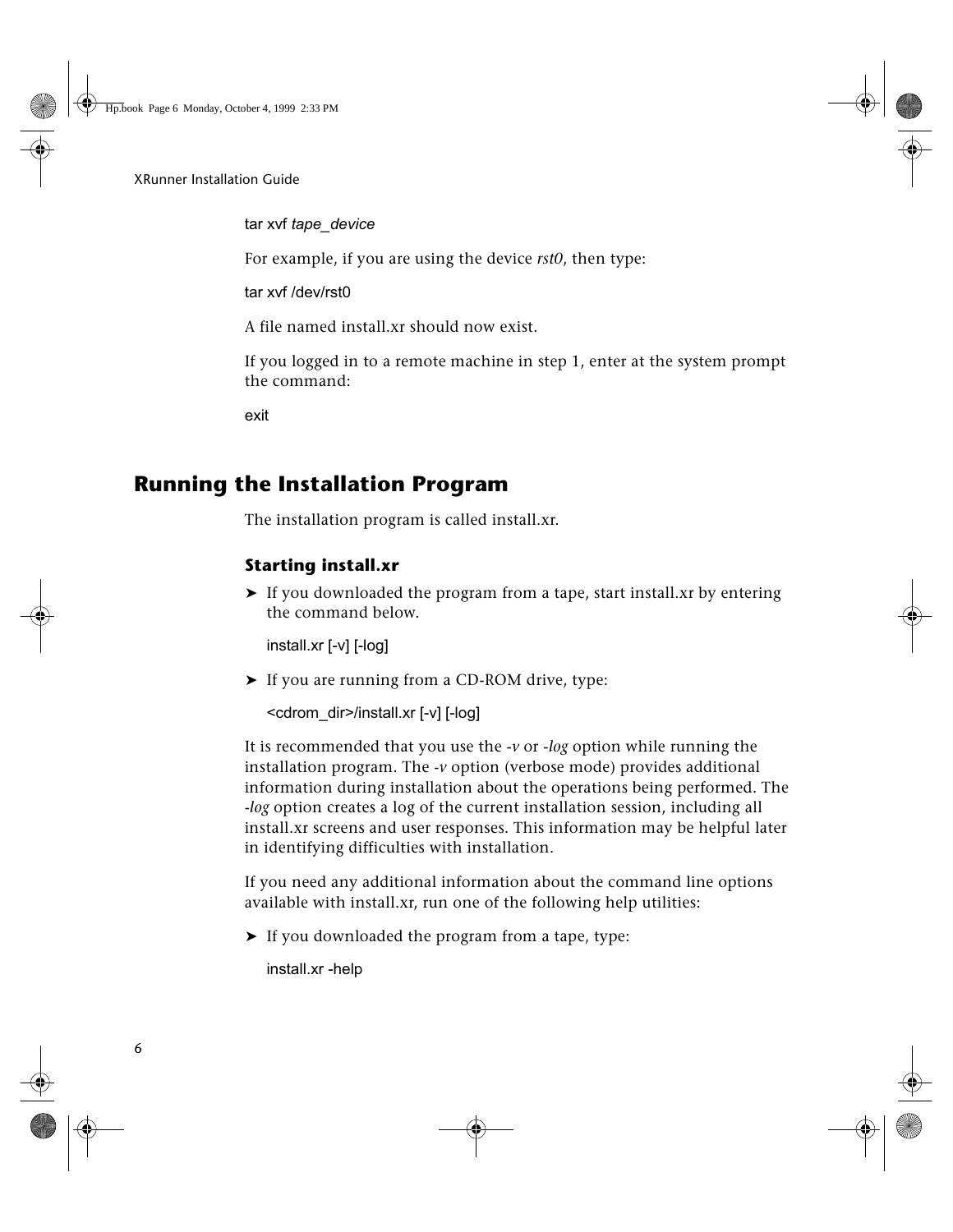```
tar xvf tape_device
```

For example, if you are using the device *rst0*, then type:

```
tar xvf /dev/rst0
```

A file named install.xr should now exist.

If you logged in to a remote machine in step 1, enter at the system prompt the command:

```
exit
```

## Running the Installation Program

The installation program is called install.xr.

### Starting install.xr

➤ If you downloaded the program from a tape, start install.xr by entering the command below.

```
install.xr [-v] [-log]
```

➤ If you are running from a CD-ROM drive, type:

```
<cdrom_dir>/install.xr [-v] [-log]
```

It is recommended that you use the *-v* or *-log* option while running the installation program. The *-v* option (verbose mode) provides additional information during installation about the operations being performed. The *-log* option creates a log of the current installation session, including all install.xr screens and user responses. This information may be helpful later in identifying difficulties with installation.

If you need any additional information about the command line options available with install.xr, run one of the following help utilities:

➤ If you downloaded the program from a tape, type:

```
install.xr -help
```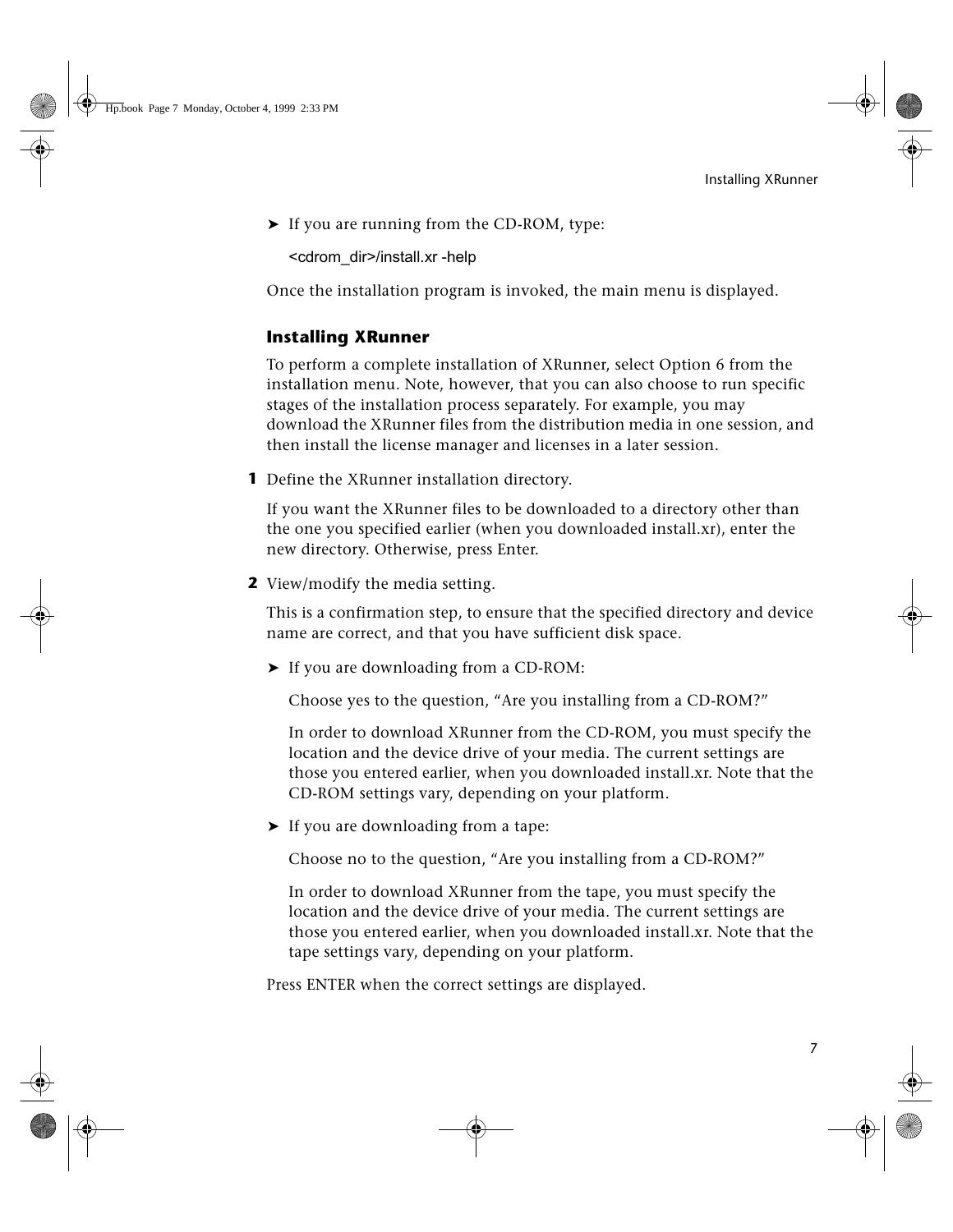- If you are running from the CD-ROM, type:

```
<cdrom_dir>/install.xr -help
```

Once the installation program is invoked, the main menu is displayed.

### Installing XRunner

To perform a complete installation of XRunner, select Option 6 from the installation menu. Note, however, that you can also choose to run specific stages of the installation process separately. For example, you may download the XRunner files from the distribution media in one session, and then install the license manager and licenses in a later session.

**1** Define the XRunner installation directory.

If you want the XRunner files to be downloaded to a directory other than the one you specified earlier (when you downloaded install.xr), enter the new directory. Otherwise, press Enter.

**2** View/modify the media setting.

This is a confirmation step, to ensure that the specified directory and device name are correct, and that you have sufficient disk space.

- If you are downloading from a CD-ROM:

  Choose yes to the question, “Are you installing from a CD-ROM?”

  In order to download XRunner from the CD-ROM, you must specify the location and the device drive of your media. The current settings are those you entered earlier, when you downloaded install.xr. Note that the CD-ROM settings vary, depending on your platform.

- If you are downloading from a tape:

  Choose no to the question, “Are you installing from a CD-ROM?”

  In order to download XRunner from the tape, you must specify the location and the device drive of your media. The current settings are those you entered earlier, when you downloaded install.xr. Note that the tape settings vary, depending on your platform.

Press ENTER when the correct settings are displayed.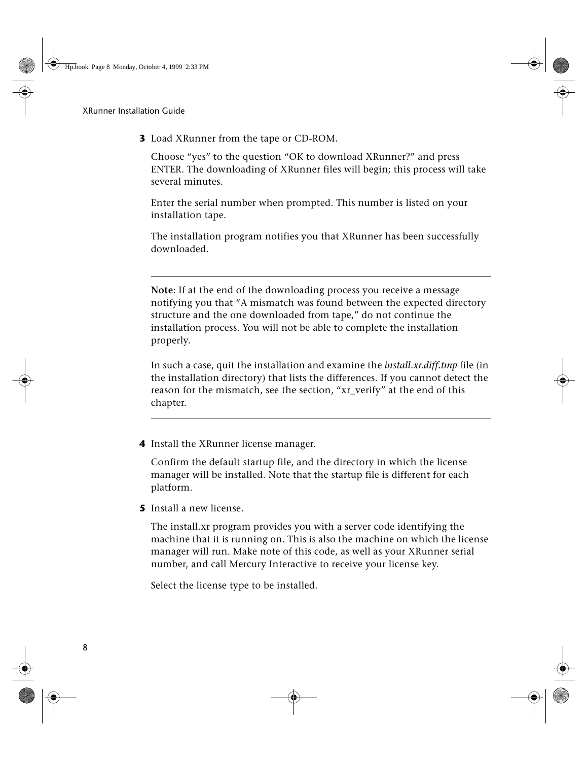3. Load XRunner from the tape or CD-ROM.

   Choose “yes” to the question “OK to download XRunner?” and press ENTER. The downloading of XRunner files will begin; this process will take several minutes.

   Enter the serial number when prompted. This number is listed on your installation tape.

   The installation program notifies you that XRunner has been successfully downloaded.

   ---

   **Note**: If at the end of the downloading process you receive a message notifying you that “A mismatch was found between the expected directory structure and the one downloaded from tape,” do not continue the installation process. You will not be able to complete the installation properly.

   In such a case, quit the installation and examine the *install.xr.diff.tmp* file (in the installation directory) that lists the differences. If you cannot detect the reason for the mismatch, see the section, “xr_verify” at the end of this chapter.

   ---

4. Install the XRunner license manager.

   Confirm the default startup file, and the directory in which the license manager will be installed. Note that the startup file is different for each platform.

5. Install a new license.

   The install.xr program provides you with a server code identifying the machine that it is running on. This is also the machine on which the license manager will run. Make note of this code, as well as your XRunner serial number, and call Mercury Interactive to receive your license key.

   Select the license type to be installed.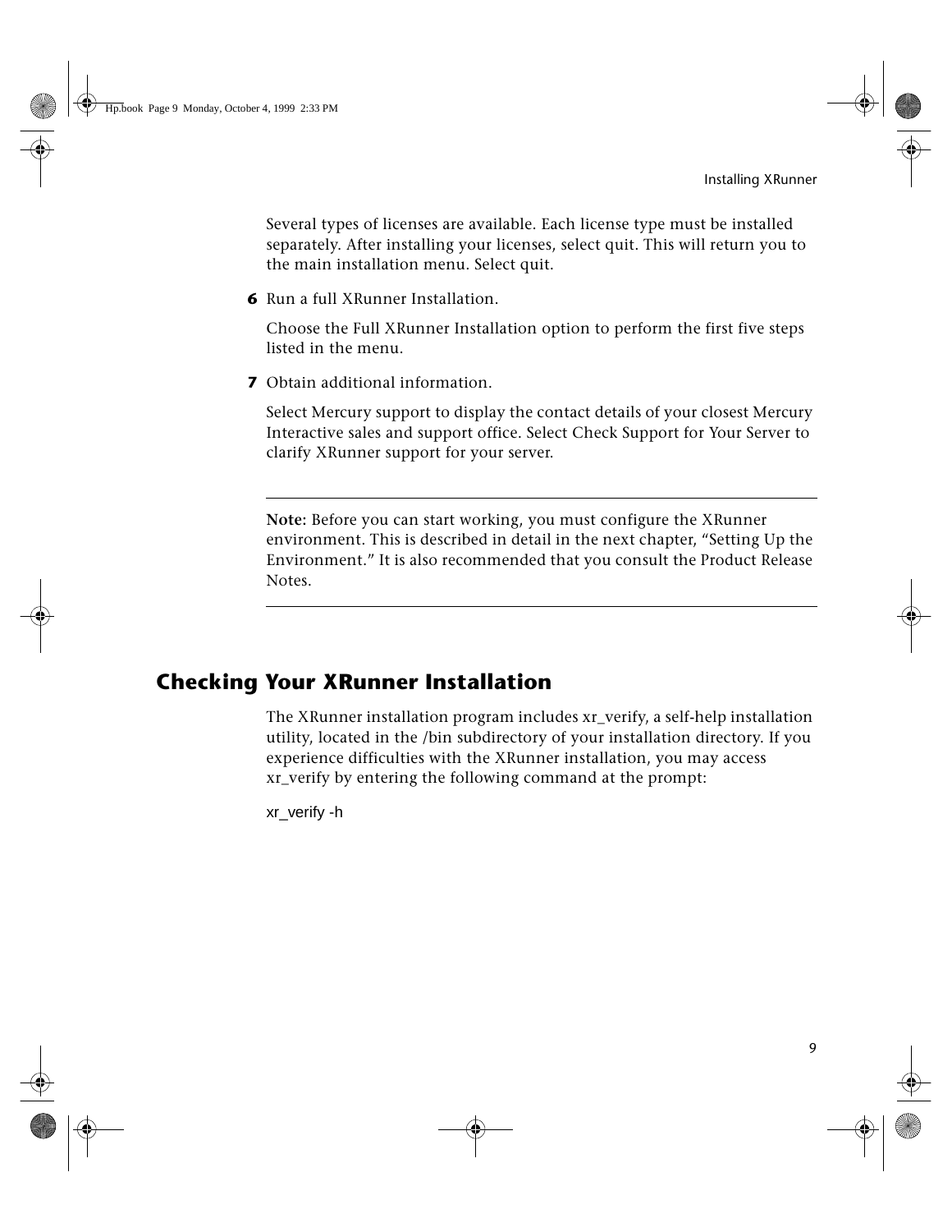Several types of licenses are available. Each license type must be installed separately. After installing your licenses, select quit. This will return you to the main installation menu. Select quit.

6. Run a full XRunner Installation.

   Choose the Full XRunner Installation option to perform the first five steps listed in the menu.

7. Obtain additional information.

   Select Mercury support to display the contact details of your closest Mercury Interactive sales and support office. Select Check Support for Your Server to clarify XRunner support for your server.

---

**Note:** Before you can start working, you must configure the XRunner environment. This is described in detail in the next chapter, “Setting Up the Environment.” It is also recommended that you consult the Product Release Notes.

---

## Checking Your XRunner Installation

The XRunner installation program includes xr_verify, a self-help installation utility, located in the /bin subdirectory of your installation directory. If you experience difficulties with the XRunner installation, you may access xr_verify by entering the following command at the prompt:

```
xr_verify -h
```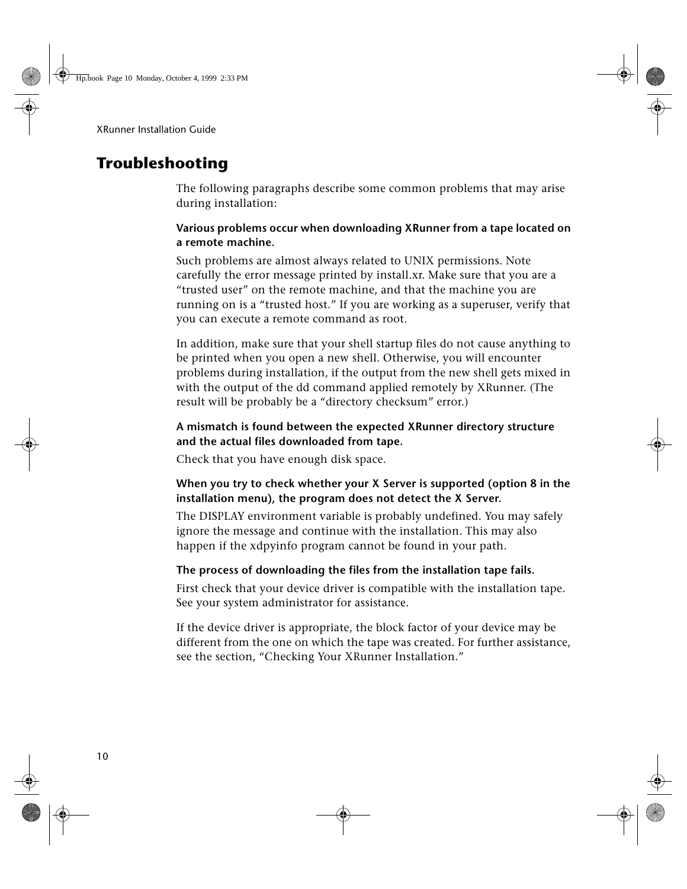## Troubleshooting

The following paragraphs describe some common problems that may arise during installation:

**Various problems occur when downloading XRunner from a tape located on a remote machine.**

Such problems are almost always related to UNIX permissions. Note carefully the error message printed by install.xr. Make sure that you are a “trusted user” on the remote machine, and that the machine you are running on is a “trusted host.” If you are working as a superuser, verify that you can execute a remote command as root.

In addition, make sure that your shell startup files do not cause anything to be printed when you open a new shell. Otherwise, you will encounter problems during installation, if the output from the new shell gets mixed in with the output of the dd command applied remotely by XRunner. (The result will be probably be a “directory checksum” error.)

**A mismatch is found between the expected XRunner directory structure and the actual files downloaded from tape.**

Check that you have enough disk space.

**When you try to check whether your X Server is supported (option 8 in the installation menu), the program does not detect the X Server.**

The DISPLAY environment variable is probably undefined. You may safely ignore the message and continue with the installation. This may also happen if the xdpyinfo program cannot be found in your path.

**The process of downloading the files from the installation tape fails.**

First check that your device driver is compatible with the installation tape. See your system administrator for assistance.

If the device driver is appropriate, the block factor of your device may be different from the one on which the tape was created. For further assistance, see the section, “Checking Your XRunner Installation.”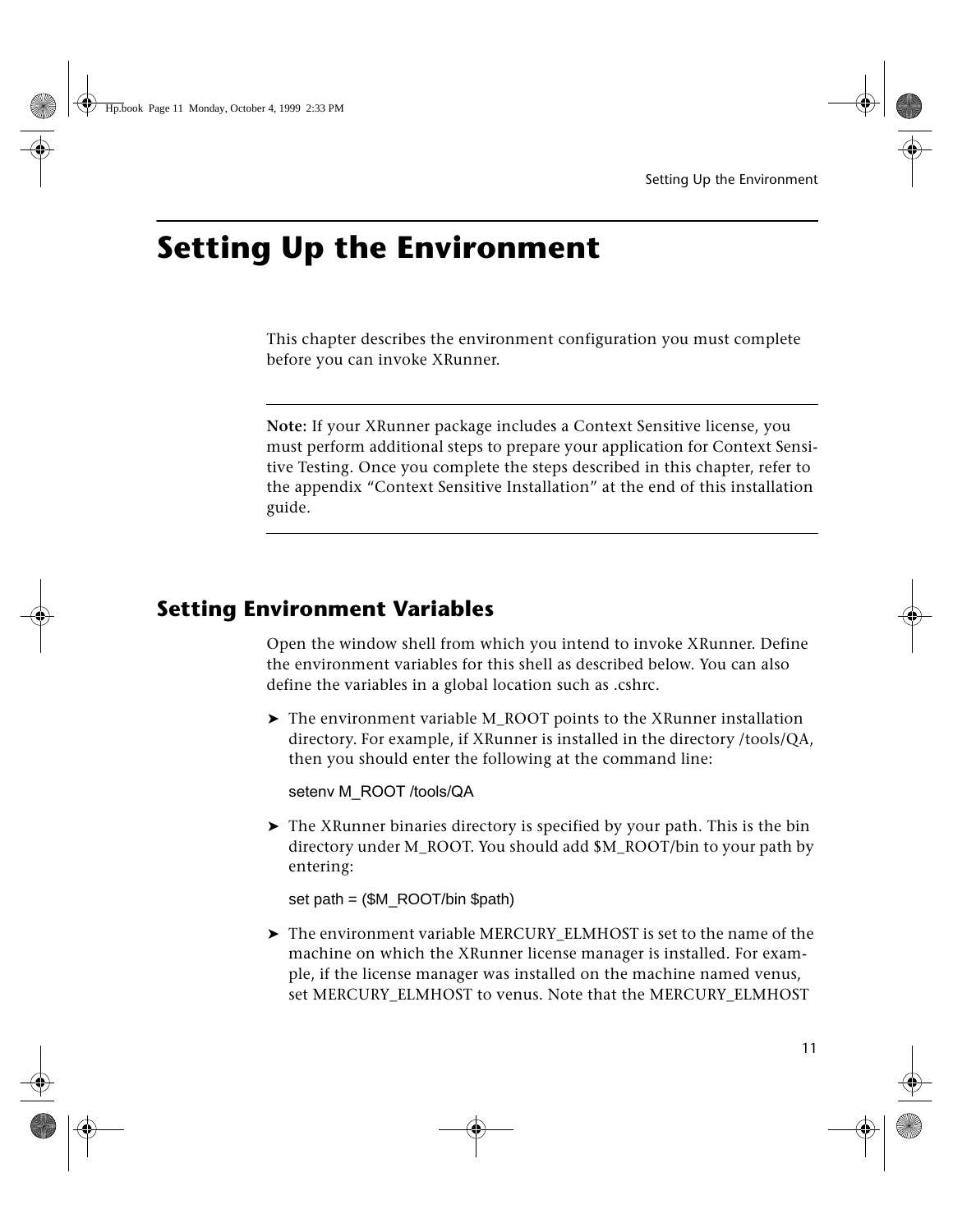# Setting Up the Environment

This chapter describes the environment configuration you must complete before you can invoke XRunner.

**Note:** If your XRunner package includes a Context Sensitive license, you must perform additional steps to prepare your application for Context Sensitive Testing. Once you complete the steps described in this chapter, refer to the appendix “Context Sensitive Installation” at the end of this installation guide.

## Setting Environment Variables

Open the window shell from which you intend to invoke XRunner. Define the environment variables for this shell as described below. You can also define the variables in a global location such as .cshrc.

- The environment variable M_ROOT points to the XRunner installation directory. For example, if XRunner is installed in the directory /tools/QA, then you should enter the following at the command line:

  ```
  setenv M_ROOT /tools/QA
  ```

- The XRunner binaries directory is specified by your path. This is the bin directory under M_ROOT. You should add $M_ROOT/bin to your path by entering:

  ```
  set path = ($M_ROOT/bin $path)
  ```

- The environment variable MERCURY_ELMHOST is set to the name of the machine on which the XRunner license manager is installed. For example, if the license manager was installed on the machine named venus, set MERCURY_ELMHOST to venus. Note that the MERCURY_ELMHOST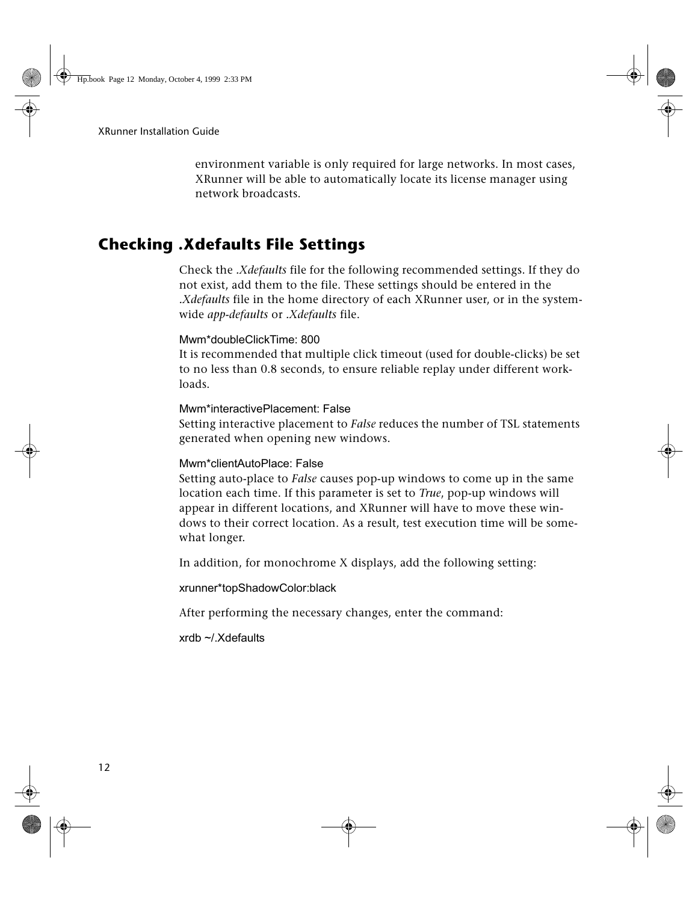environment variable is only required for large networks. In most cases, XRunner will be able to automatically locate its license manager using network broadcasts.

## Checking .Xdefaults File Settings

Check the *.Xdefaults* file for the following recommended settings. If they do not exist, add them to the file. These settings should be entered in the *.Xdefaults* file in the home directory of each XRunner user, or in the system-wide *app-defaults* or *.Xdefaults* file.

```
Mwm*doubleClickTime: 800
```

It is recommended that multiple click timeout (used for double-clicks) be set to no less than 0.8 seconds, to ensure reliable replay under different work-loads.

```
Mwm*interactivePlacement: False
```

Setting interactive placement to *False* reduces the number of TSL statements generated when opening new windows.

```
Mwm*clientAutoPlace: False
```

Setting auto-place to *False* causes pop-up windows to come up in the same location each time. If this parameter is set to *True*, pop-up windows will appear in different locations, and XRunner will have to move these windows to their correct location. As a result, test execution time will be somewhat longer.

In addition, for monochrome X displays, add the following setting:

```
xrunner*topShadowColor:black
```

After performing the necessary changes, enter the command:

```
xrdb ~/.Xdefaults
```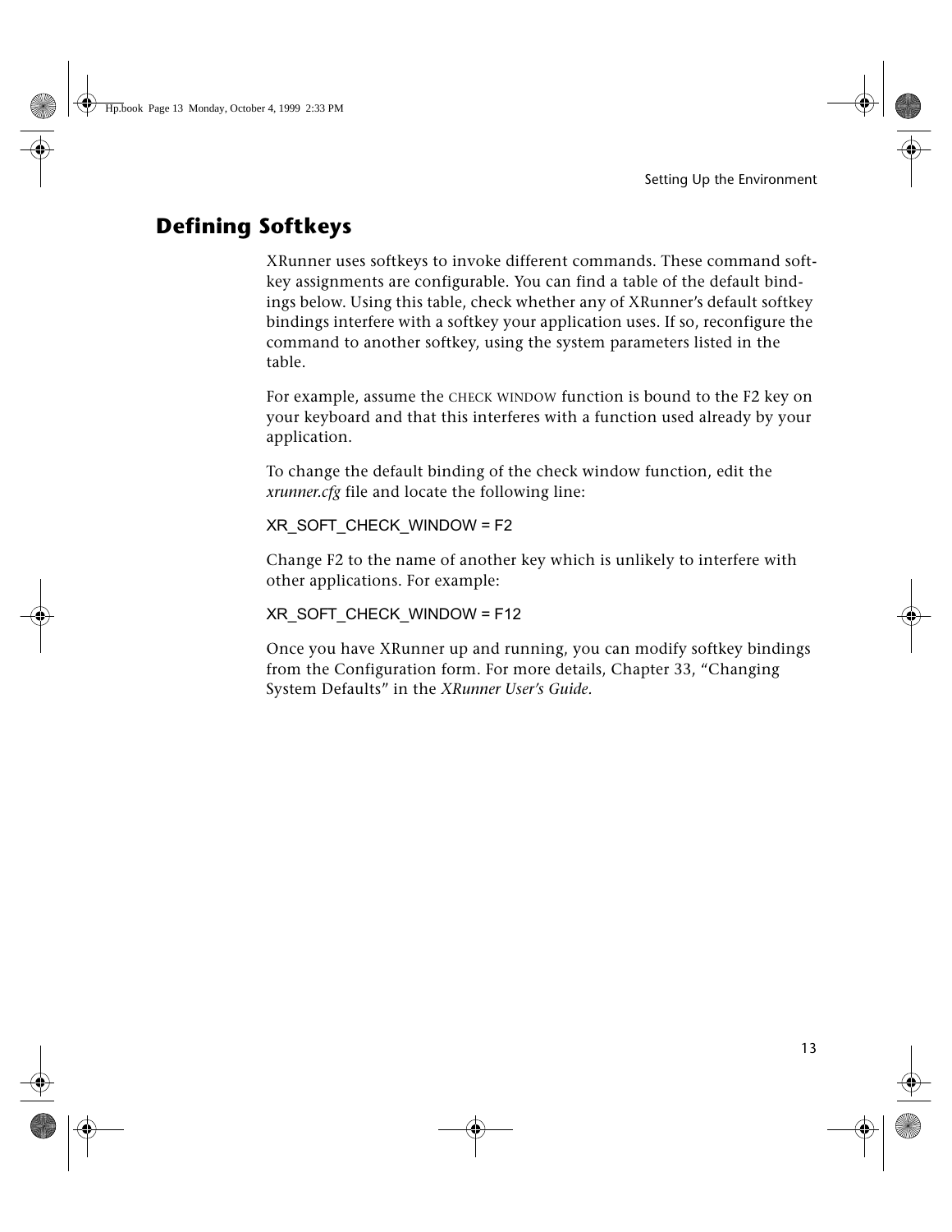## Defining Softkeys

XRunner uses softkeys to invoke different commands. These command softkey assignments are configurable. You can find a table of the default bindings below. Using this table, check whether any of XRunner's default softkey bindings interfere with a softkey your application uses. If so, reconfigure the command to another softkey, using the system parameters listed in the table.

For example, assume the CHECK WINDOW function is bound to the F2 key on your keyboard and that this interferes with a function used already by your application.

To change the default binding of the check window function, edit the *xrunner.cfg* file and locate the following line:

```
XR_SOFT_CHECK_WINDOW = F2
```

Change F2 to the name of another key which is unlikely to interfere with other applications. For example:

```
XR_SOFT_CHECK_WINDOW = F12
```

Once you have XRunner up and running, you can modify softkey bindings from the Configuration form. For more details, Chapter 33, "Changing System Defaults" in the *XRunner User's Guide*.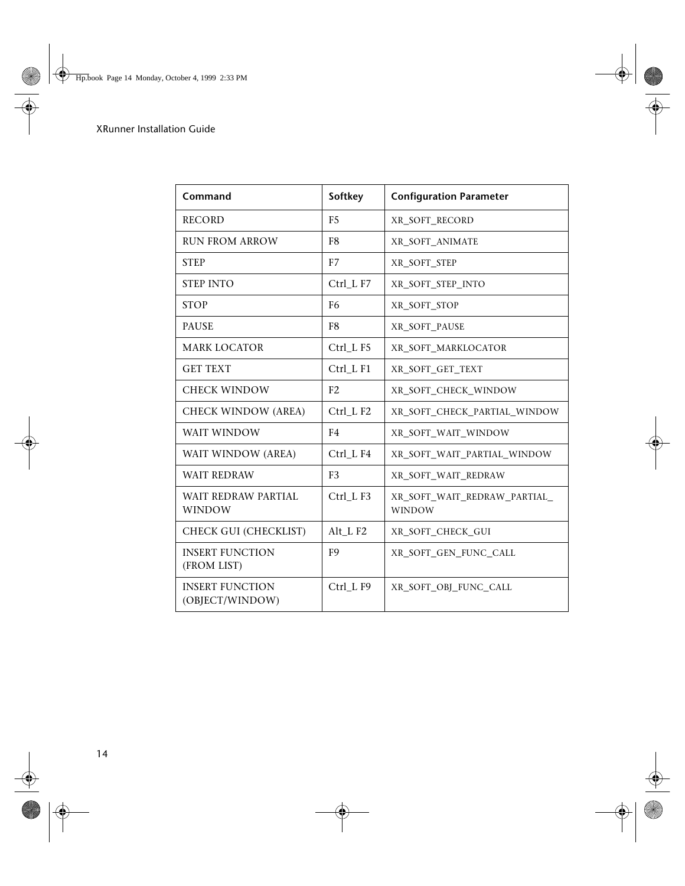| Command | Softkey | Configuration Parameter |
| --- | --- | --- |
| RECORD | F5 | XR_SOFT_RECORD |
| RUN FROM ARROW | F8 | XR_SOFT_ANIMATE |
| STEP | F7 | XR_SOFT_STEP |
| STEP INTO | Ctrl_L F7 | XR_SOFT_STEP_INTO |
| STOP | F6 | XR_SOFT_STOP |
| PAUSE | F8 | XR_SOFT_PAUSE |
| MARK LOCATOR | Ctrl_L F5 | XR_SOFT_MARKLOCATOR |
| GET TEXT | Ctrl_L F1 | XR_SOFT_GET_TEXT |
| CHECK WINDOW | F2 | XR_SOFT_CHECK_WINDOW |
| CHECK WINDOW (AREA) | Ctrl_L F2 | XR_SOFT_CHECK_PARTIAL_WINDOW |
| WAIT WINDOW | F4 | XR_SOFT_WAIT_WINDOW |
| WAIT WINDOW (AREA) | Ctrl_L F4 | XR_SOFT_WAIT_PARTIAL_WINDOW |
| WAIT REDRAW | F3 | XR_SOFT_WAIT_REDRAW |
| WAIT REDRAW PARTIAL WINDOW | Ctrl_L F3 | XR_SOFT_WAIT_REDRAW_PARTIAL_WINDOW |
| CHECK GUI (CHECKLIST) | Alt_L F2 | XR_SOFT_CHECK_GUI |
| INSERT FUNCTION (FROM LIST) | F9 | XR_SOFT_GEN_FUNC_CALL |
| INSERT FUNCTION (OBJECT/WINDOW) | Ctrl_L F9 | XR_SOFT_OBJ_FUNC_CALL |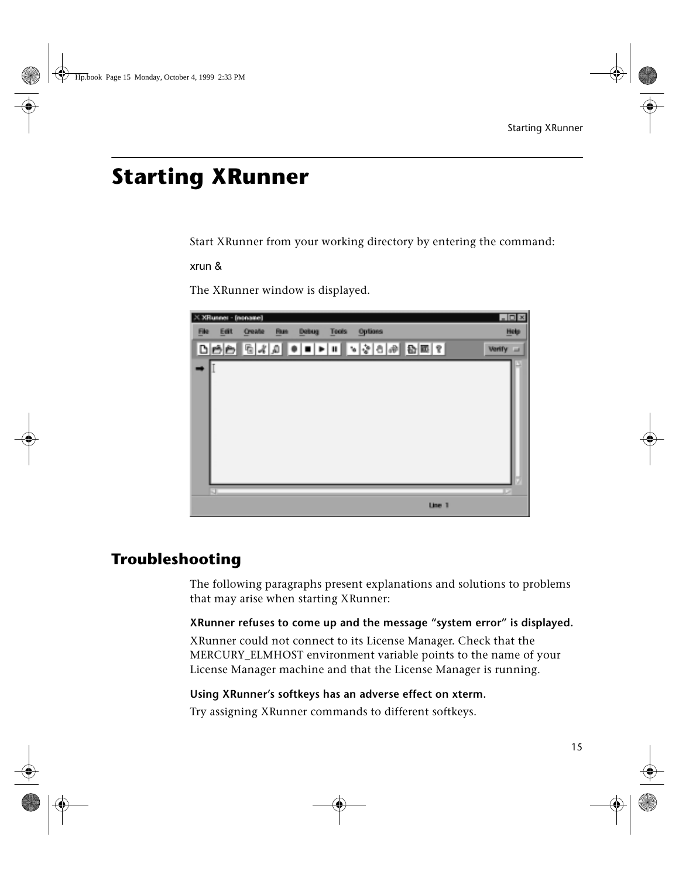# Starting XRunner

Start XRunner from your working directory by entering the command:

```
xrun &
```

The XRunner window is displayed.

## Troubleshooting

The following paragraphs present explanations and solutions to problems that may arise when starting XRunner:

**XRunner refuses to come up and the message "system error" is displayed.**

XRunner could not connect to its License Manager. Check that the MERCURY_ELMHOST environment variable points to the name of your License Manager machine and that the License Manager is running.

**Using XRunner's softkeys has an adverse effect on xterm.**

Try assigning XRunner commands to different softkeys.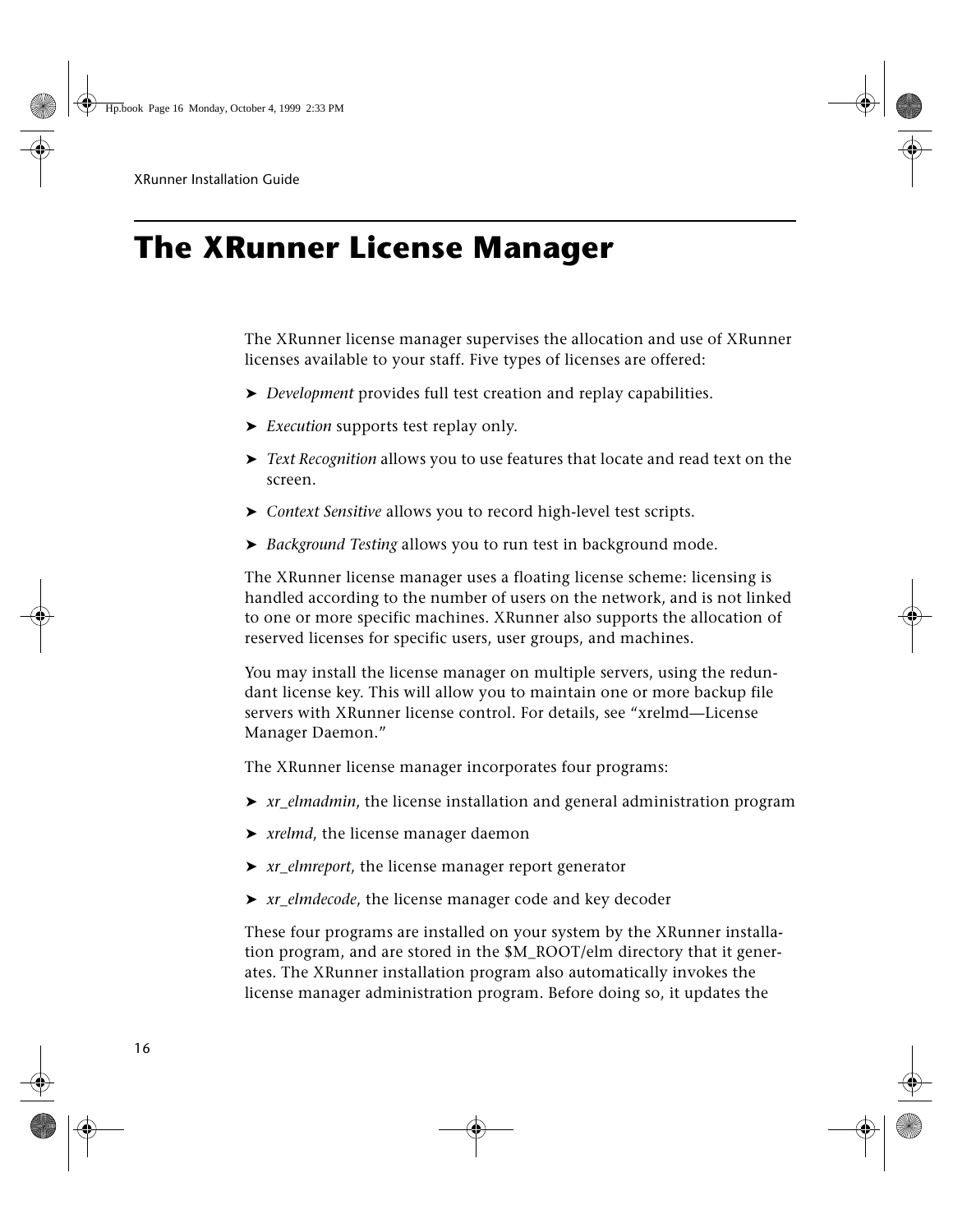# The XRunner License Manager

The XRunner license manager supervises the allocation and use of XRunner licenses available to your staff. Five types of licenses are offered:

- *Development* provides full test creation and replay capabilities.
- *Execution* supports test replay only.
- *Text Recognition* allows you to use features that locate and read text on the screen.
- *Context Sensitive* allows you to record high-level test scripts.
- *Background Testing* allows you to run test in background mode.

The XRunner license manager uses a floating license scheme: licensing is handled according to the number of users on the network, and is not linked to one or more specific machines. XRunner also supports the allocation of reserved licenses for specific users, user groups, and machines.

You may install the license manager on multiple servers, using the redundant license key. This will allow you to maintain one or more backup file servers with XRunner license control. For details, see “xrelmd—License Manager Daemon.”

The XRunner license manager incorporates four programs:

- *xr_elmadmin*, the license installation and general administration program
- *xrelmd*, the license manager daemon
- *xr_elmreport*, the license manager report generator
- *xr_elmdecode*, the license manager code and key decoder

These four programs are installed on your system by the XRunner installation program, and are stored in the $M_ROOT/elm directory that it generates. The XRunner installation program also automatically invokes the license manager administration program. Before doing so, it updates the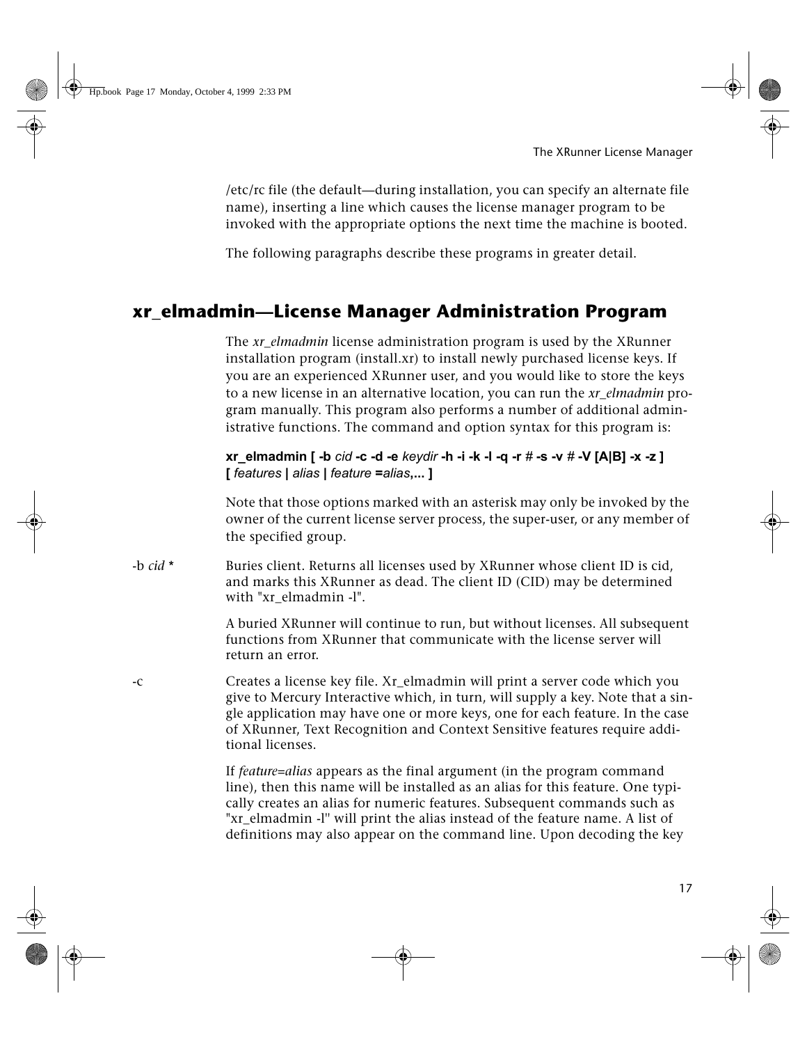/etc/rc file (the default—during installation, you can specify an alternate file name), inserting a line which causes the license manager program to be invoked with the appropriate options the next time the machine is booted.

The following paragraphs describe these programs in greater detail.

## xr_elmadmin—License Manager Administration Program

The *xr_elmadmin* license administration program is used by the XRunner installation program (install.xr) to install newly purchased license keys. If you are an experienced XRunner user, and you would like to store the keys to a new license in an alternative location, you can run the *xr_elmadmin* program manually. This program also performs a number of additional administrative functions. The command and option syntax for this program is:

**xr_elmadmin [ -b** *cid* **-c -d -e** *keydir* **-h -i -k -l -q -r** # **-s -v** # **-V [A|B] -x -z ]**
**[** *features* **|** *alias* **|** *feature* **=***alias***,... ]**

Note that those options marked with an asterisk may only be invoked by the owner of the current license server process, the super-user, or any member of the specified group.

-b *cid* * Buries client. Returns all licenses used by XRunner whose client ID is cid, and marks this XRunner as dead. The client ID (CID) may be determined with "xr_elmadmin -l".

A buried XRunner will continue to run, but without licenses. All subsequent functions from XRunner that communicate with the license server will return an error.

-c Creates a license key file. Xr_elmadmin will print a server code which you give to Mercury Interactive which, in turn, will supply a key. Note that a single application may have one or more keys, one for each feature. In the case of XRunner, Text Recognition and Context Sensitive features require additional licenses.

If *feature=alias* appears as the final argument (in the program command line), then this name will be installed as an alias for this feature. One typically creates an alias for numeric features. Subsequent commands such as "xr_elmadmin -l" will print the alias instead of the feature name. A list of definitions may also appear on the command line. Upon decoding the key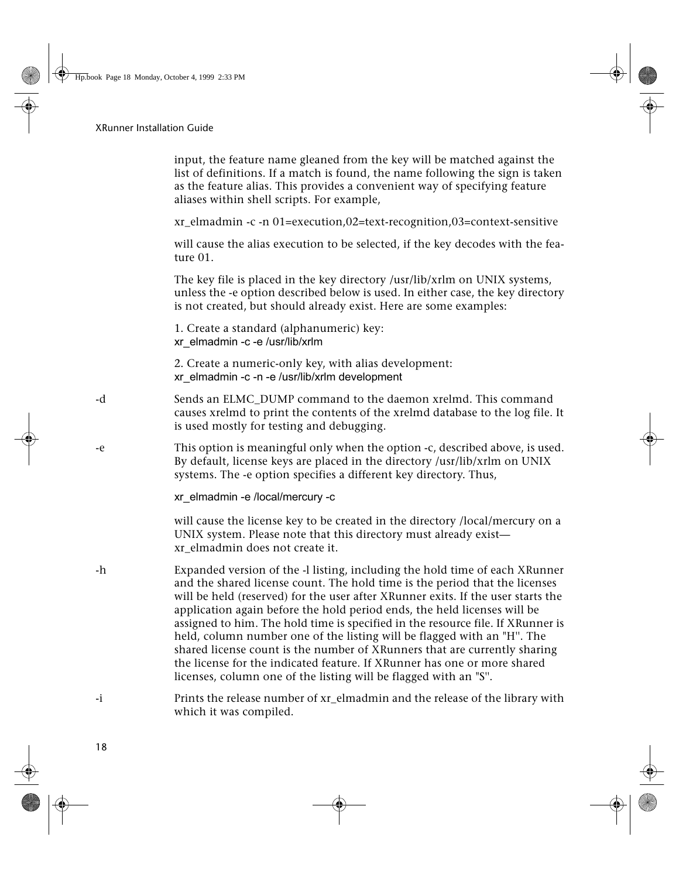input, the feature name gleaned from the key will be matched against the list of definitions. If a match is found, the name following the sign is taken as the feature alias. This provides a convenient way of specifying feature aliases within shell scripts. For example,

xr_elmadmin -c -n 01=execution,02=text-recognition,03=context-sensitive

will cause the alias execution to be selected, if the key decodes with the feature 01.

The key file is placed in the key directory /usr/lib/xrlm on UNIX systems, unless the -e option described below is used. In either case, the key directory is not created, but should already exist. Here are some examples:

1. Create a standard (alphanumeric) key:
```
xr_elmadmin -c -e /usr/lib/xrlm
```

2. Create a numeric-only key, with alias development:
```
xr_elmadmin -c -n -e /usr/lib/xrlm development
```

**-d** Sends an ELMC_DUMP command to the daemon xrelmd. This command causes xrelmd to print the contents of the xrelmd database to the log file. It is used mostly for testing and debugging.

**-e** This option is meaningful only when the option -c, described above, is used. By default, license keys are placed in the directory /usr/lib/xrlm on UNIX systems. The -e option specifies a different key directory. Thus,

```
xr_elmadmin -e /local/mercury -c
```

will cause the license key to be created in the directory /local/mercury on a UNIX system. Please note that this directory must already exist—xr_elmadmin does not create it.

**-h** Expanded version of the -l listing, including the hold time of each XRunner and the shared license count. The hold time is the period that the licenses will be held (reserved) for the user after XRunner exits. If the user starts the application again before the hold period ends, the held licenses will be assigned to him. The hold time is specified in the resource file. If XRunner is held, column number one of the listing will be flagged with an "H". The shared license count is the number of XRunners that are currently sharing the license for the indicated feature. If XRunner has one or more shared licenses, column one of the listing will be flagged with an "S".

**-i** Prints the release number of xr_elmadmin and the release of the library with which it was compiled.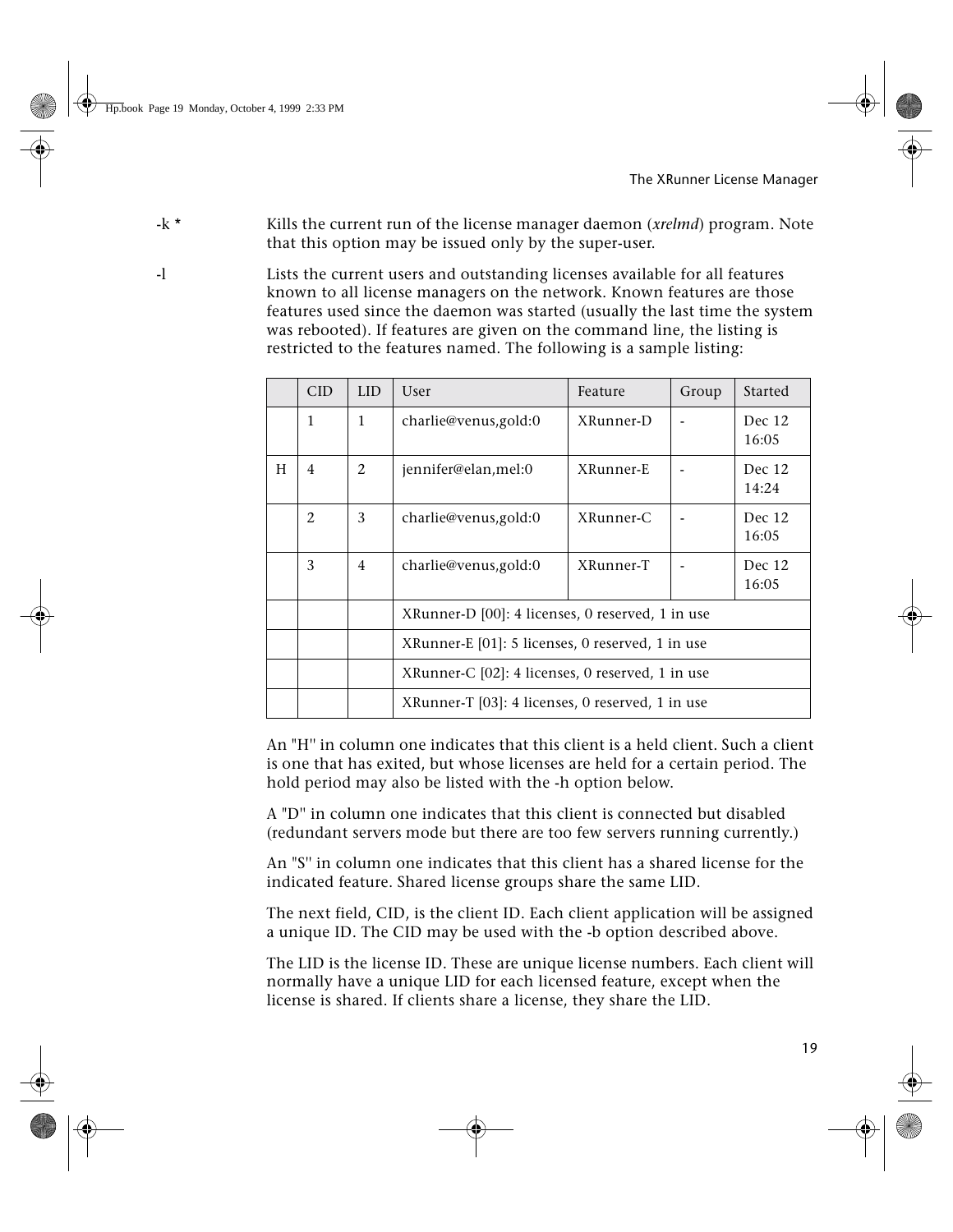-k * Kills the current run of the license manager daemon (*xrelmd*) program. Note that this option may be issued only by the super-user.

-l Lists the current users and outstanding licenses available for all features known to all license managers on the network. Known features are those features used since the daemon was started (usually the last time the system was rebooted). If features are given on the command line, the listing is restricted to the features named. The following is a sample listing:

| | CID | LID | User | Feature | Group | Started |
|---|---|---|---|---|---|---|
| | 1 | 1 | charlie@venus,gold:0 | XRunner-D | - | Dec 12 16:05 |
| H | 4 | 2 | jennifer@elan,mel:0 | XRunner-E | - | Dec 12 14:24 |
| | 2 | 3 | charlie@venus,gold:0 | XRunner-C | - | Dec 12 16:05 |
| | 3 | 4 | charlie@venus,gold:0 | XRunner-T | - | Dec 12 16:05 |
| | | | XRunner-D [00]: 4 licenses, 0 reserved, 1 in use | | | |
| | | | XRunner-E [01]: 5 licenses, 0 reserved, 1 in use | | | |
| | | | XRunner-C [02]: 4 licenses, 0 reserved, 1 in use | | | |
| | | | XRunner-T [03]: 4 licenses, 0 reserved, 1 in use | | | |

An "H" in column one indicates that this client is a held client. Such a client is one that has exited, but whose licenses are held for a certain period. The hold period may also be listed with the -h option below.

A "D" in column one indicates that this client is connected but disabled (redundant servers mode but there are too few servers running currently.)

An "S" in column one indicates that this client has a shared license for the indicated feature. Shared license groups share the same LID.

The next field, CID, is the client ID. Each client application will be assigned a unique ID. The CID may be used with the -b option described above.

The LID is the license ID. These are unique license numbers. Each client will normally have a unique LID for each licensed feature, except when the license is shared. If clients share a license, they share the LID.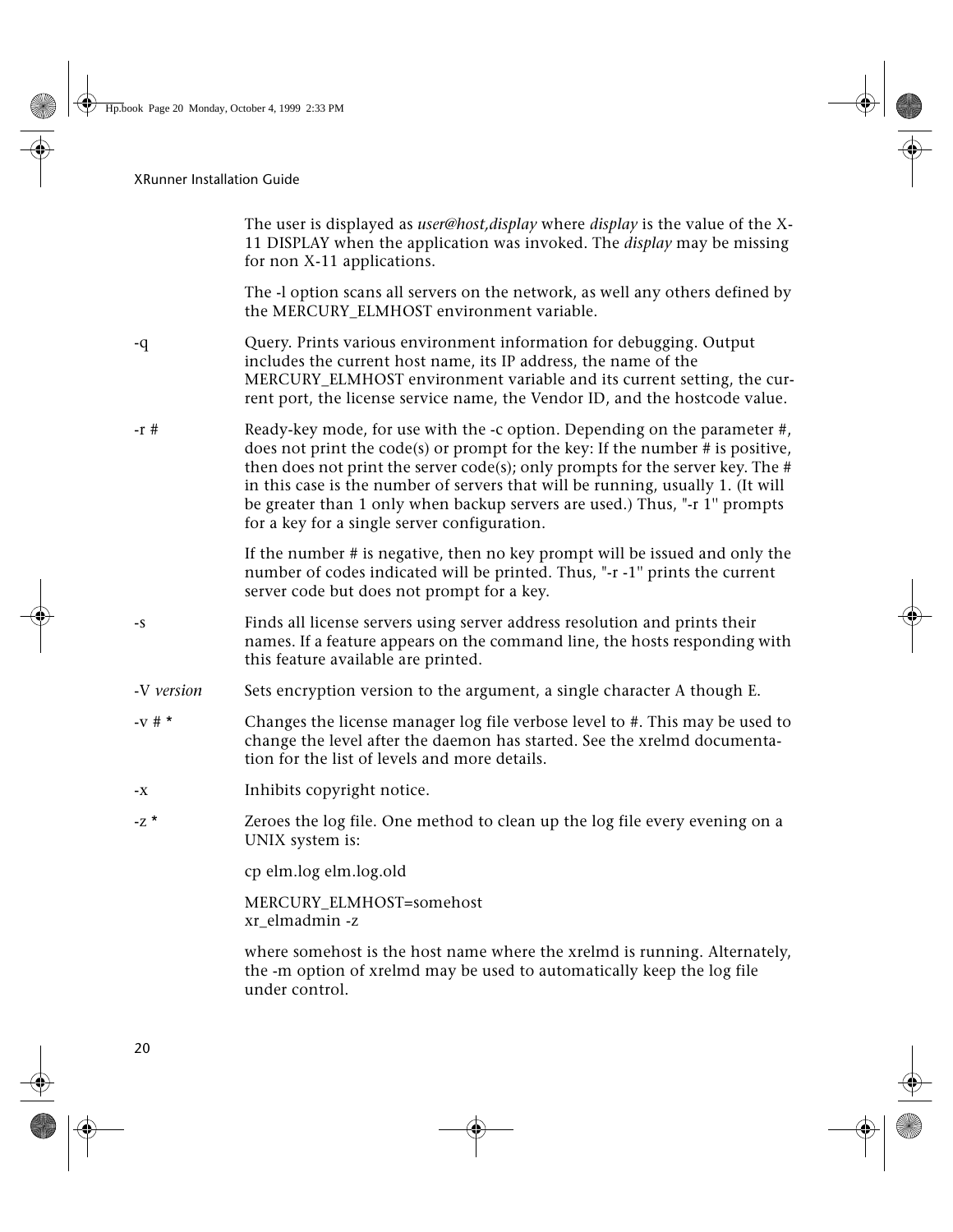The user is displayed as *user@host,display* where *display* is the value of the X-11 DISPLAY when the application was invoked. The *display* may be missing for non X-11 applications.

The -l option scans all servers on the network, as well any others defined by the MERCURY_ELMHOST environment variable.

| | |
|---|---|
| -q | Query. Prints various environment information for debugging. Output includes the current host name, its IP address, the name of the MERCURY_ELMHOST environment variable and its current setting, the current port, the license service name, the Vendor ID, and the hostcode value. |
| -r # | Ready-key mode, for use with the -c option. Depending on the parameter #, does not print the code(s) or prompt for the key: If the number # is positive, then does not print the server code(s); only prompts for the server key. The # in this case is the number of servers that will be running, usually 1. (It will be greater than 1 only when backup servers are used.) Thus, "-r 1" prompts for a key for a single server configuration.<br><br>If the number # is negative, then no key prompt will be issued and only the number of codes indicated will be printed. Thus, "-r -1" prints the current server code but does not prompt for a key. |
| -s | Finds all license servers using server address resolution and prints their names. If a feature appears on the command line, the hosts responding with this feature available are printed. |
| -V *version* | Sets encryption version to the argument, a single character A though E. |
| -v # * | Changes the license manager log file verbose level to #. This may be used to change the level after the daemon has started. See the xrelmd documentation for the list of levels and more details. |
| -x | Inhibits copyright notice. |
| -z * | Zeroes the log file. One method to clean up the log file every evening on a UNIX system is:<br><br>cp elm.log elm.log.old<br><br>MERCURY_ELMHOST=somehost<br>xr_elmadmin -z<br><br>where somehost is the host name where the xrelmd is running. Alternately, the -m option of xrelmd may be used to automatically keep the log file under control. |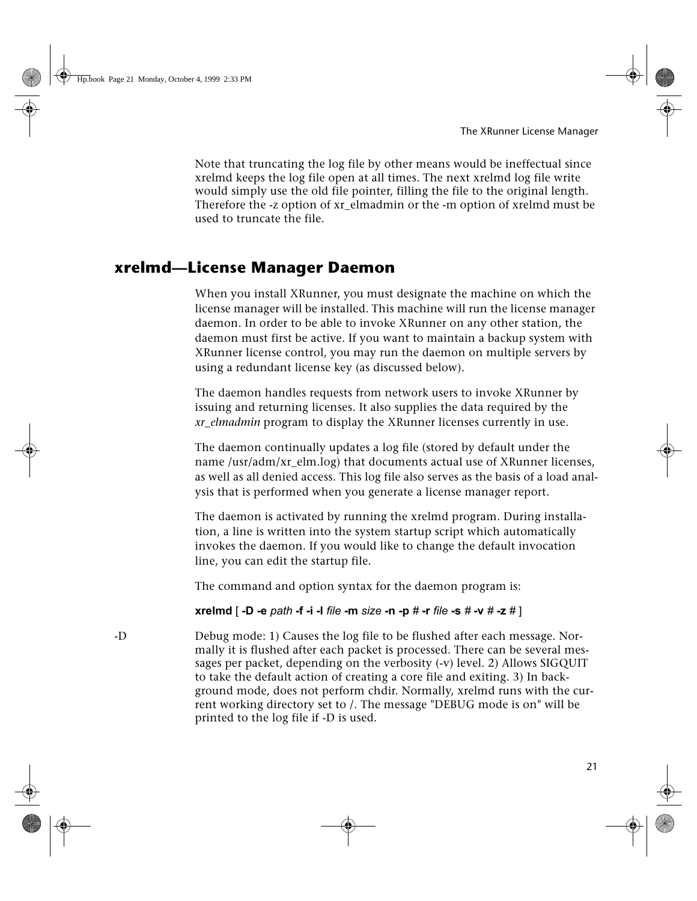Note that truncating the log file by other means would be ineffectual since xrelmd keeps the log file open at all times. The next xrelmd log file write would simply use the old file pointer, filling the file to the original length. Therefore the -z option of xr_elmadmin or the -m option of xrelmd must be used to truncate the file.

## xrelmd—License Manager Daemon

When you install XRunner, you must designate the machine on which the license manager will be installed. This machine will run the license manager daemon. In order to be able to invoke XRunner on any other station, the daemon must first be active. If you want to maintain a backup system with XRunner license control, you may run the daemon on multiple servers by using a redundant license key (as discussed below).

The daemon handles requests from network users to invoke XRunner by issuing and returning licenses. It also supplies the data required by the *xr_elmadmin* program to display the XRunner licenses currently in use.

The daemon continually updates a log file (stored by default under the name /usr/adm/xr_elm.log) that documents actual use of XRunner licenses, as well as all denied access. This log file also serves as the basis of a load analysis that is performed when you generate a license manager report.

The daemon is activated by running the xrelmd program. During installation, a line is written into the system startup script which automatically invokes the daemon. If you would like to change the default invocation line, you can edit the startup file.

The command and option syntax for the daemon program is:

**xrelmd** [ **-D -e** *path* **-f -i -l** *file* **-m** *size* **-n -p** # **-r** *file* **-s** # **-v** # **-z** # ]

-D Debug mode: 1) Causes the log file to be flushed after each message. Normally it is flushed after each packet is processed. There can be several messages per packet, depending on the verbosity (-v) level. 2) Allows SIGQUIT to take the default action of creating a core file and exiting. 3) In background mode, does not perform chdir. Normally, xrelmd runs with the current working directory set to /. The message "DEBUG mode is on" will be printed to the log file if -D is used.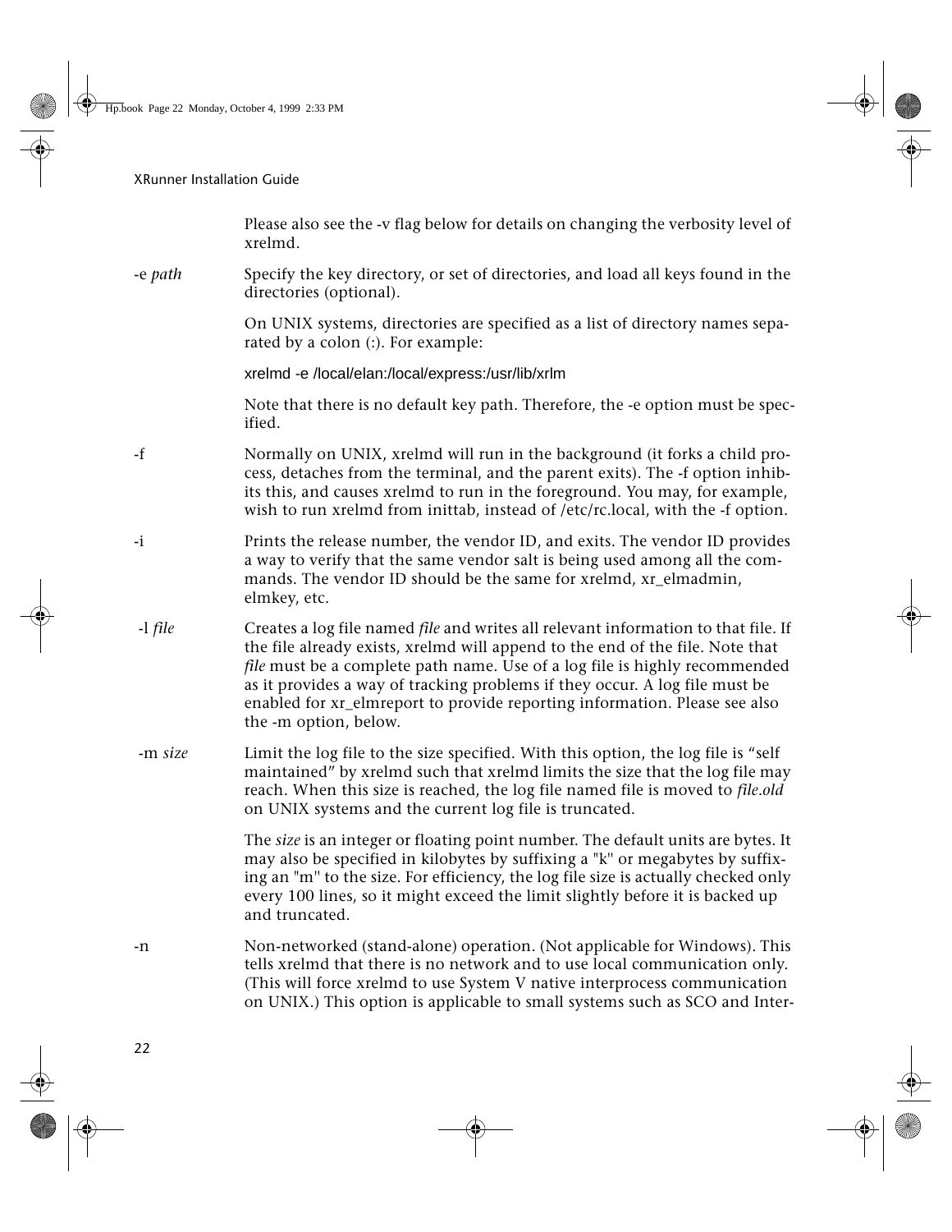Please also see the -v flag below for details on changing the verbosity level of xrelmd.

-e *path* — Specify the key directory, or set of directories, and load all keys found in the directories (optional).

On UNIX systems, directories are specified as a list of directory names separated by a colon (:). For example:

```
xrelmd -e /local/elan:/local/express:/usr/lib/xrlm
```

Note that there is no default key path. Therefore, the -e option must be specified.

-f — Normally on UNIX, xrelmd will run in the background (it forks a child process, detaches from the terminal, and the parent exits). The -f option inhibits this, and causes xrelmd to run in the foreground. You may, for example, wish to run xrelmd from inittab, instead of /etc/rc.local, with the -f option.

-i — Prints the release number, the vendor ID, and exits. The vendor ID provides a way to verify that the same vendor salt is being used among all the commands. The vendor ID should be the same for xrelmd, xr_elmadmin, elmkey, etc.

-l *file* — Creates a log file named *file* and writes all relevant information to that file. If the file already exists, xrelmd will append to the end of the file. Note that *file* must be a complete path name. Use of a log file is highly recommended as it provides a way of tracking problems if they occur. A log file must be enabled for xr_elmreport to provide reporting information. Please see also the -m option, below.

-m *size* — Limit the log file to the size specified. With this option, the log file is "self maintained" by xrelmd such that xrelmd limits the size that the log file may reach. When this size is reached, the log file named file is moved to *file.old* on UNIX systems and the current log file is truncated.

The *size* is an integer or floating point number. The default units are bytes. It may also be specified in kilobytes by suffixing a "k" or megabytes by suffixing an "m" to the size. For efficiency, the log file size is actually checked only every 100 lines, so it might exceed the limit slightly before it is backed up and truncated.

-n — Non-networked (stand-alone) operation. (Not applicable for Windows). This tells xrelmd that there is no network and to use local communication only. (This will force xrelmd to use System V native interprocess communication on UNIX.) This option is applicable to small systems such as SCO and Inter-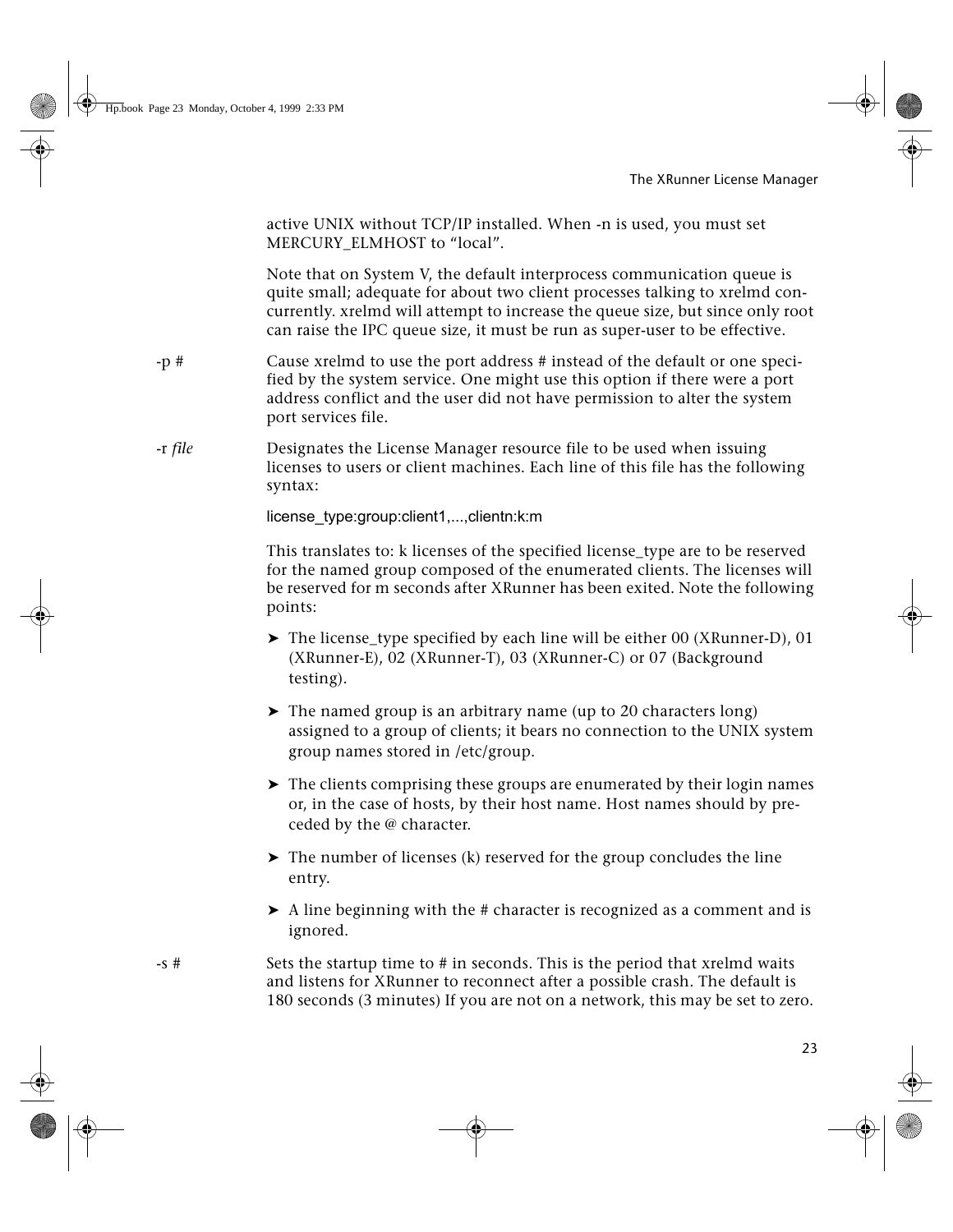active UNIX without TCP/IP installed. When -n is used, you must set MERCURY_ELMHOST to "local".

Note that on System V, the default interprocess communication queue is quite small; adequate for about two client processes talking to xrelmd concurrently. xrelmd will attempt to increase the queue size, but since only root can raise the IPC queue size, it must be run as super-user to be effective.

-p # Cause xrelmd to use the port address # instead of the default or one specified by the system service. One might use this option if there were a port address conflict and the user did not have permission to alter the system port services file.

-r *file* Designates the License Manager resource file to be used when issuing licenses to users or client machines. Each line of this file has the following syntax:

```
license_type:group:client1,...,clientn:k:m
```

This translates to: k licenses of the specified license_type are to be reserved for the named group composed of the enumerated clients. The licenses will be reserved for m seconds after XRunner has been exited. Note the following points:

- The license_type specified by each line will be either 00 (XRunner-D), 01 (XRunner-E), 02 (XRunner-T), 03 (XRunner-C) or 07 (Background testing).
- The named group is an arbitrary name (up to 20 characters long) assigned to a group of clients; it bears no connection to the UNIX system group names stored in /etc/group.
- The clients comprising these groups are enumerated by their login names or, in the case of hosts, by their host name. Host names should by preceded by the @ character.
- The number of licenses (k) reserved for the group concludes the line entry.
- A line beginning with the # character is recognized as a comment and is ignored.

-s # Sets the startup time to # in seconds. This is the period that xrelmd waits and listens for XRunner to reconnect after a possible crash. The default is 180 seconds (3 minutes) If you are not on a network, this may be set to zero.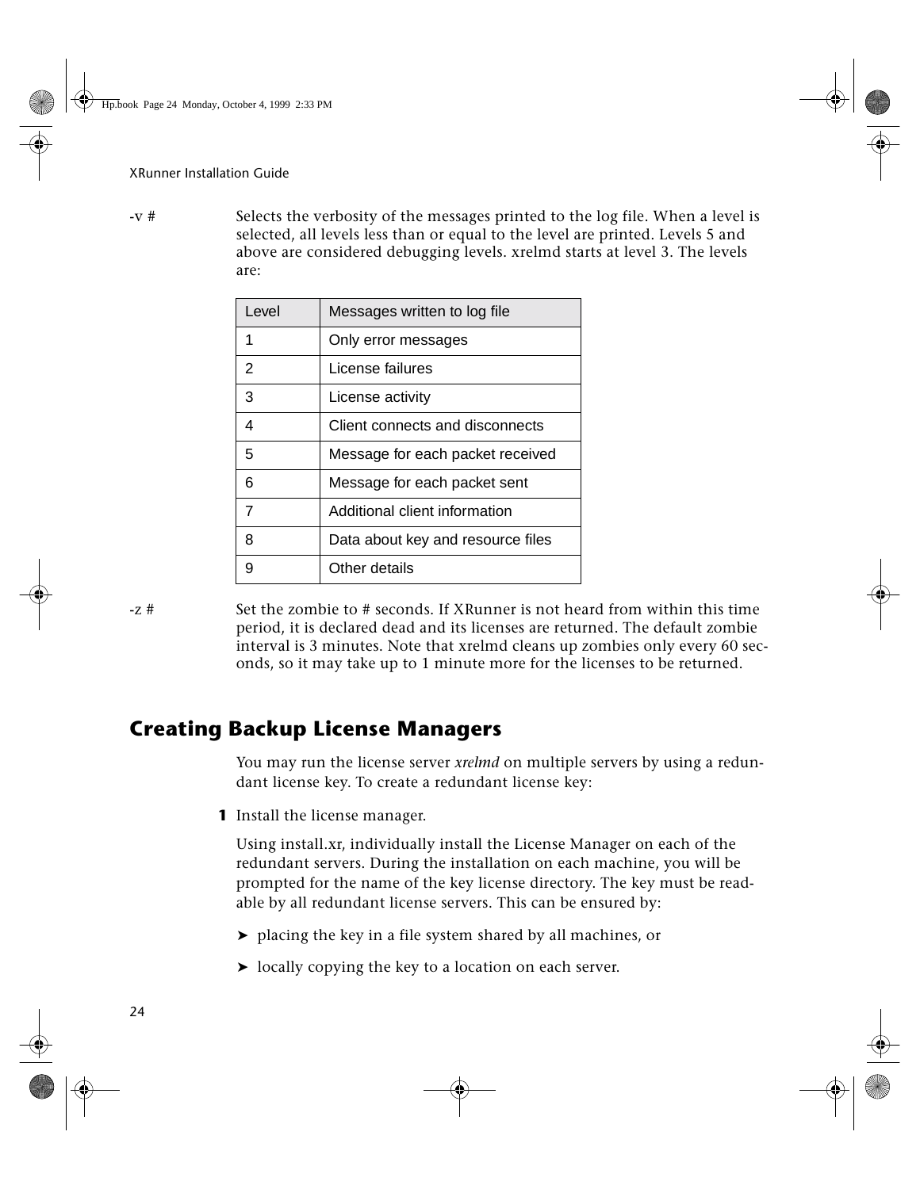-v # Selects the verbosity of the messages printed to the log file. When a level is selected, all levels less than or equal to the level are printed. Levels 5 and above are considered debugging levels. xrelmd starts at level 3. The levels are:

| Level | Messages written to log file |
|---|---|
| 1 | Only error messages |
| 2 | License failures |
| 3 | License activity |
| 4 | Client connects and disconnects |
| 5 | Message for each packet received |
| 6 | Message for each packet sent |
| 7 | Additional client information |
| 8 | Data about key and resource files |
| 9 | Other details |

-z # Set the zombie to # seconds. If XRunner is not heard from within this time period, it is declared dead and its licenses are returned. The default zombie interval is 3 minutes. Note that xrelmd cleans up zombies only every 60 seconds, so it may take up to 1 minute more for the licenses to be returned.

## Creating Backup License Managers

You may run the license server *xrelmd* on multiple servers by using a redundant license key. To create a redundant license key:

**1** Install the license manager.

Using install.xr, individually install the License Manager on each of the redundant servers. During the installation on each machine, you will be prompted for the name of the key license directory. The key must be readable by all redundant license servers. This can be ensured by:

➤ placing the key in a file system shared by all machines, or

➤ locally copying the key to a location on each server.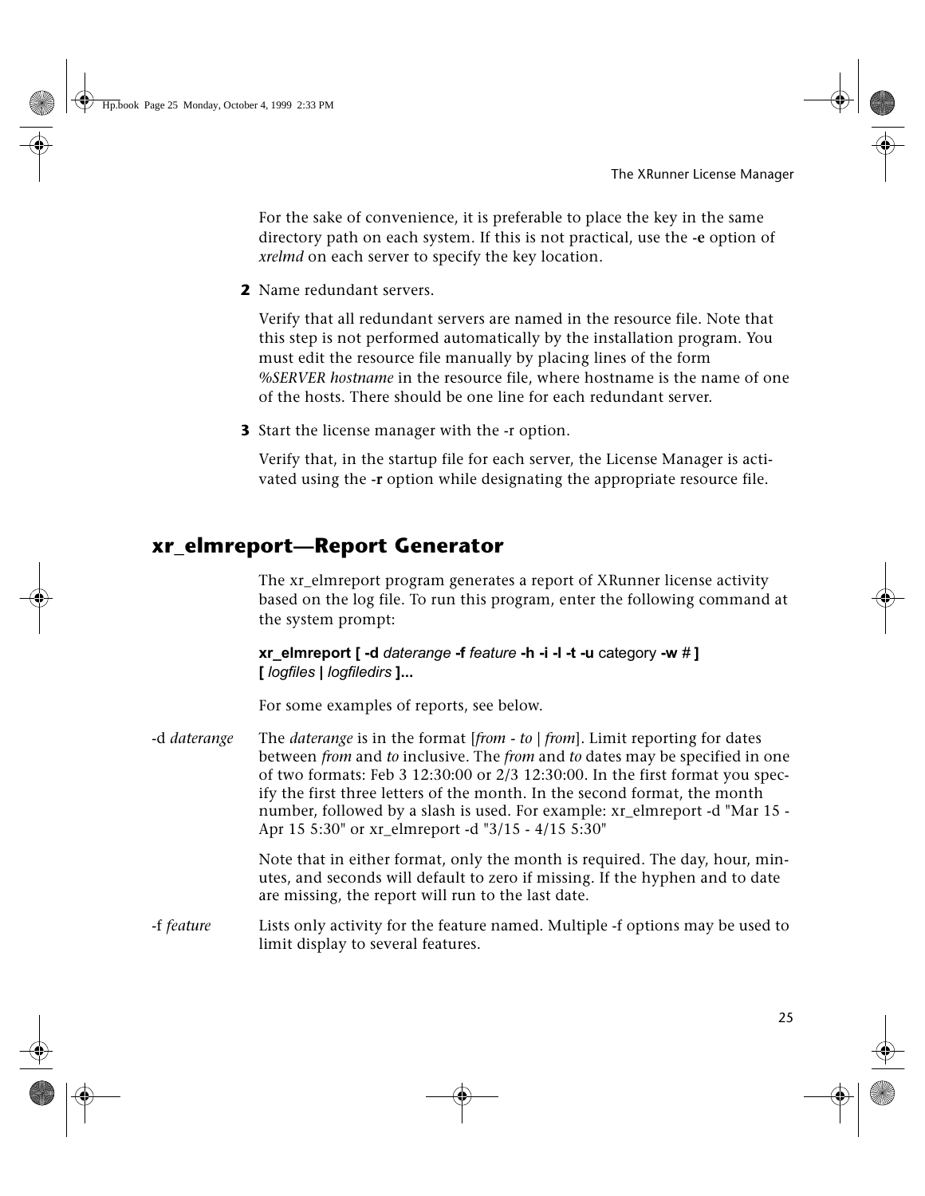For the sake of convenience, it is preferable to place the key in the same directory path on each system. If this is not practical, use the **-e** option of *xrelmd* on each server to specify the key location.

**2** Name redundant servers.

Verify that all redundant servers are named in the resource file. Note that this step is not performed automatically by the installation program. You must edit the resource file manually by placing lines of the form *%SERVER hostname* in the resource file, where hostname is the name of one of the hosts. There should be one line for each redundant server.

**3** Start the license manager with the -r option.

Verify that, in the startup file for each server, the License Manager is activated using the **-r** option while designating the appropriate resource file.

## xr_elmreport—Report Generator

The xr_elmreport program generates a report of XRunner license activity based on the log file. To run this program, enter the following command at the system prompt:

**xr_elmreport [ -d** *daterange* **-f** *feature* **-h -i -l -t -u** category **-w** # **]**
**[** *logfiles* **|** *logfiledirs* **]...**

For some examples of reports, see below.

-d *daterange* — The *daterange* is in the format [*from* - *to* | *from*]. Limit reporting for dates between *from* and *to* inclusive. The *from* and *to* dates may be specified in one of two formats: Feb 3 12:30:00 or 2/3 12:30:00. In the first format you specify the first three letters of the month. In the second format, the month number, followed by a slash is used. For example: xr_elmreport -d "Mar 15 - Apr 15 5:30" or xr_elmreport -d "3/15 - 4/15 5:30"

Note that in either format, only the month is required. The day, hour, minutes, and seconds will default to zero if missing. If the hyphen and to date are missing, the report will run to the last date.

-f *feature* — Lists only activity for the feature named. Multiple -f options may be used to limit display to several features.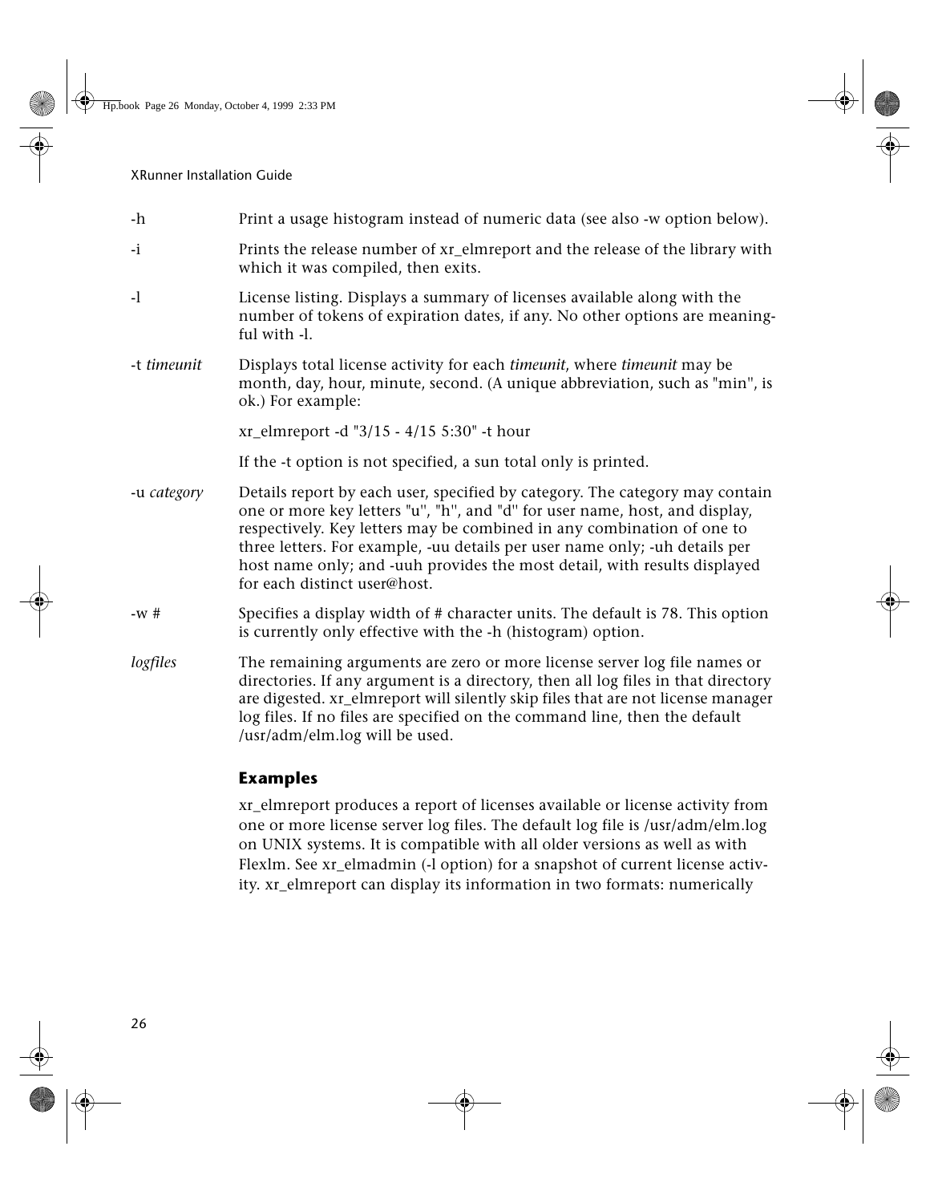| | |
|---|---|
| -h | Print a usage histogram instead of numeric data (see also -w option below). |
| -i | Prints the release number of xr_elmreport and the release of the library with which it was compiled, then exits. |
| -l | License listing. Displays a summary of licenses available along with the number of tokens of expiration dates, if any. No other options are meaningful with -l. |
| -t *timeunit* | Displays total license activity for each *timeunit*, where *timeunit* may be month, day, hour, minute, second. (A unique abbreviation, such as "min", is ok.) For example:<br><br>xr_elmreport -d "3/15 - 4/15 5:30" -t hour<br><br>If the -t option is not specified, a sun total only is printed. |
| -u *category* | Details report by each user, specified by category. The category may contain one or more key letters "u", "h", and "d" for user name, host, and display, respectively. Key letters may be combined in any combination of one to three letters. For example, -uu details per user name only; -uh details per host name only; and -uuh provides the most detail, with results displayed for each distinct user@host. |
| -w # | Specifies a display width of # character units. The default is 78. This option is currently only effective with the -h (histogram) option. |
| *logfiles* | The remaining arguments are zero or more license server log file names or directories. If any argument is a directory, then all log files in that directory are digested. xr_elmreport will silently skip files that are not license manager log files. If no files are specified on the command line, then the default /usr/adm/elm.log will be used. |

### Examples

xr_elmreport produces a report of licenses available or license activity from one or more license server log files. The default log file is /usr/adm/elm.log on UNIX systems. It is compatible with all older versions as well as with Flexlm. See xr_elmadmin (-l option) for a snapshot of current license activity. xr_elmreport can display its information in two formats: numerically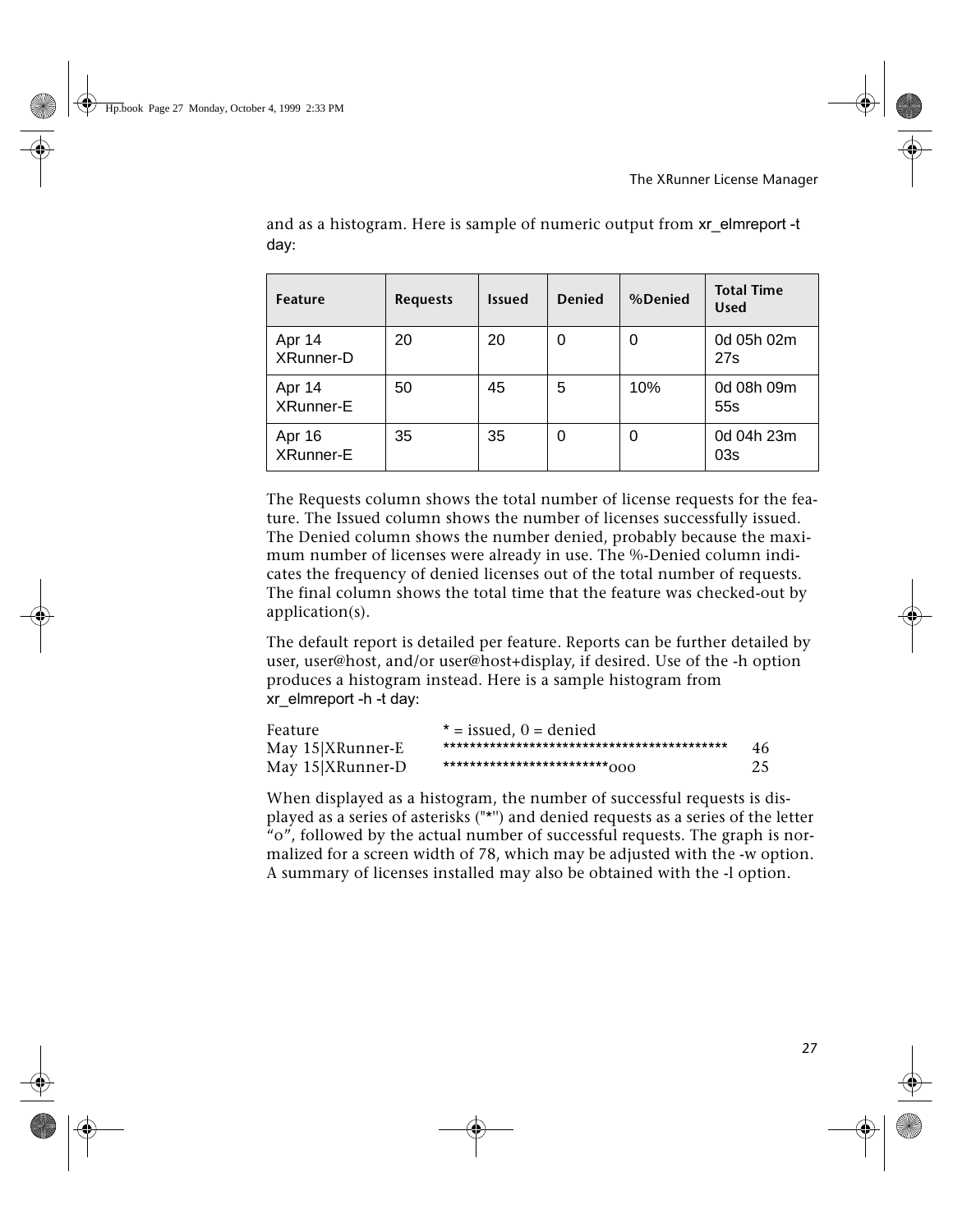and as a histogram. Here is sample of numeric output from xr_elmreport -t day:

| Feature | Requests | Issued | Denied | %Denied | Total Time Used |
|---|---|---|---|---|---|
| Apr 14 XRunner-D | 20 | 20 | 0 | 0 | 0d 05h 02m 27s |
| Apr 14 XRunner-E | 50 | 45 | 5 | 10% | 0d 08h 09m 55s |
| Apr 16 XRunner-E | 35 | 35 | 0 | 0 | 0d 04h 23m 03s |

The Requests column shows the total number of license requests for the feature. The Issued column shows the number of licenses successfully issued. The Denied column shows the number denied, probably because the maximum number of licenses were already in use. The %-Denied column indicates the frequency of denied licenses out of the total number of requests. The final column shows the total time that the feature was checked-out by application(s).

The default report is detailed per feature. Reports can be further detailed by user, user@host, and/or user@host+display, if desired. Use of the -h option produces a histogram instead. Here is a sample histogram from xr_elmreport -h -t day:

```
Feature              * = issued, 0 = denied
May 15|XRunner-E     **********************************************   46
May 15|XRunner-D     *************************ooo                     25
```

When displayed as a histogram, the number of successful requests is displayed as a series of asterisks ("*") and denied requests as a series of the letter "o", followed by the actual number of successful requests. The graph is normalized for a screen width of 78, which may be adjusted with the -w option. A summary of licenses installed may also be obtained with the -l option.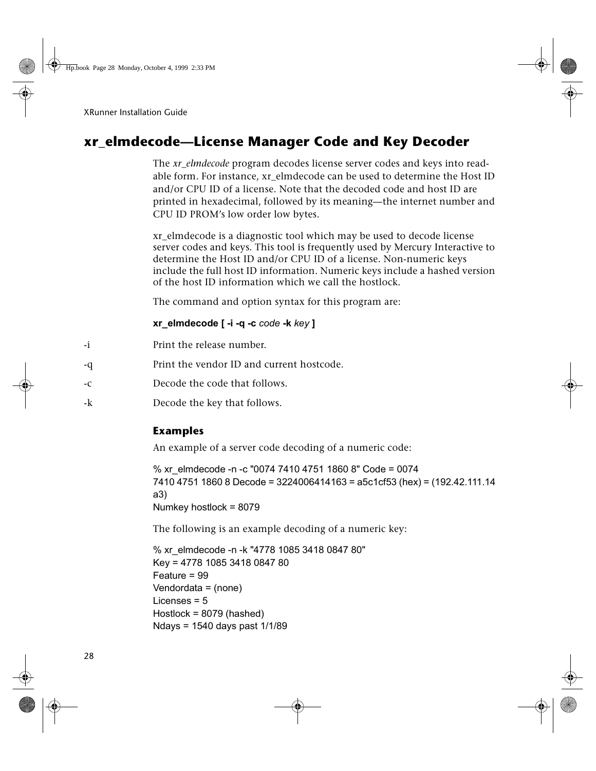## xr_elmdecode—License Manager Code and Key Decoder

The *xr_elmdecode* program decodes license server codes and keys into readable form. For instance, xr_elmdecode can be used to determine the Host ID and/or CPU ID of a license. Note that the decoded code and host ID are printed in hexadecimal, followed by its meaning—the internet number and CPU ID PROM's low order low bytes.

xr_elmdecode is a diagnostic tool which may be used to decode license server codes and keys. This tool is frequently used by Mercury Interactive to determine the Host ID and/or CPU ID of a license. Non-numeric keys include the full host ID information. Numeric keys include a hashed version of the host ID information which we call the hostlock.

The command and option syntax for this program are:

**xr_elmdecode [ -i -q -c** *code* **-k** *key* **]**

-i Print the release number.

-q Print the vendor ID and current hostcode.

-c Decode the code that follows.

-k Decode the key that follows.

### Examples

An example of a server code decoding of a numeric code:

```
% xr_elmdecode -n -c "0074 7410 4751 1860 8" Code = 0074
7410 4751 1860 8 Decode = 3224006414163 = a5c1cf53 (hex) = (192.42.111.14
a3)
Numkey hostlock = 8079
```

The following is an example decoding of a numeric key:

```
% xr_elmdecode -n -k "4778 1085 3418 0847 80"
Key = 4778 1085 3418 0847 80
Feature = 99
Vendordata = (none)
Licenses = 5
Hostlock = 8079 (hashed)
Ndays = 1540 days past 1/1/89
```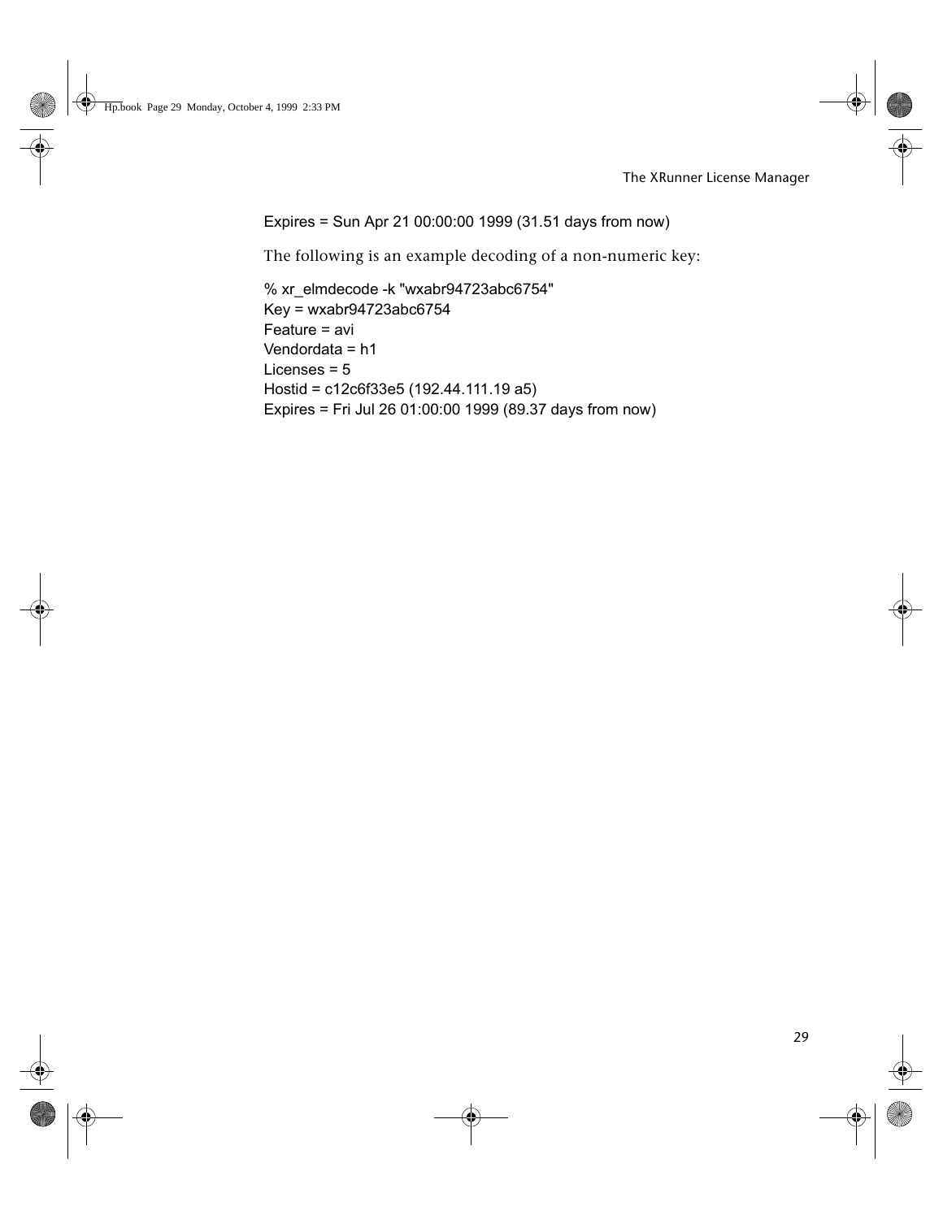```
Expires = Sun Apr 21 00:00:00 1999 (31.51 days from now)
```

The following is an example decoding of a non-numeric key:

```
% xr_elmdecode -k "wxabr94723abc6754"
Key = wxabr94723abc6754
Feature = avi
Vendordata = h1
Licenses = 5
Hostid = c12c6f33e5 (192.44.111.19 a5)
Expires = Fri Jul 26 01:00:00 1999 (89.37 days from now)
```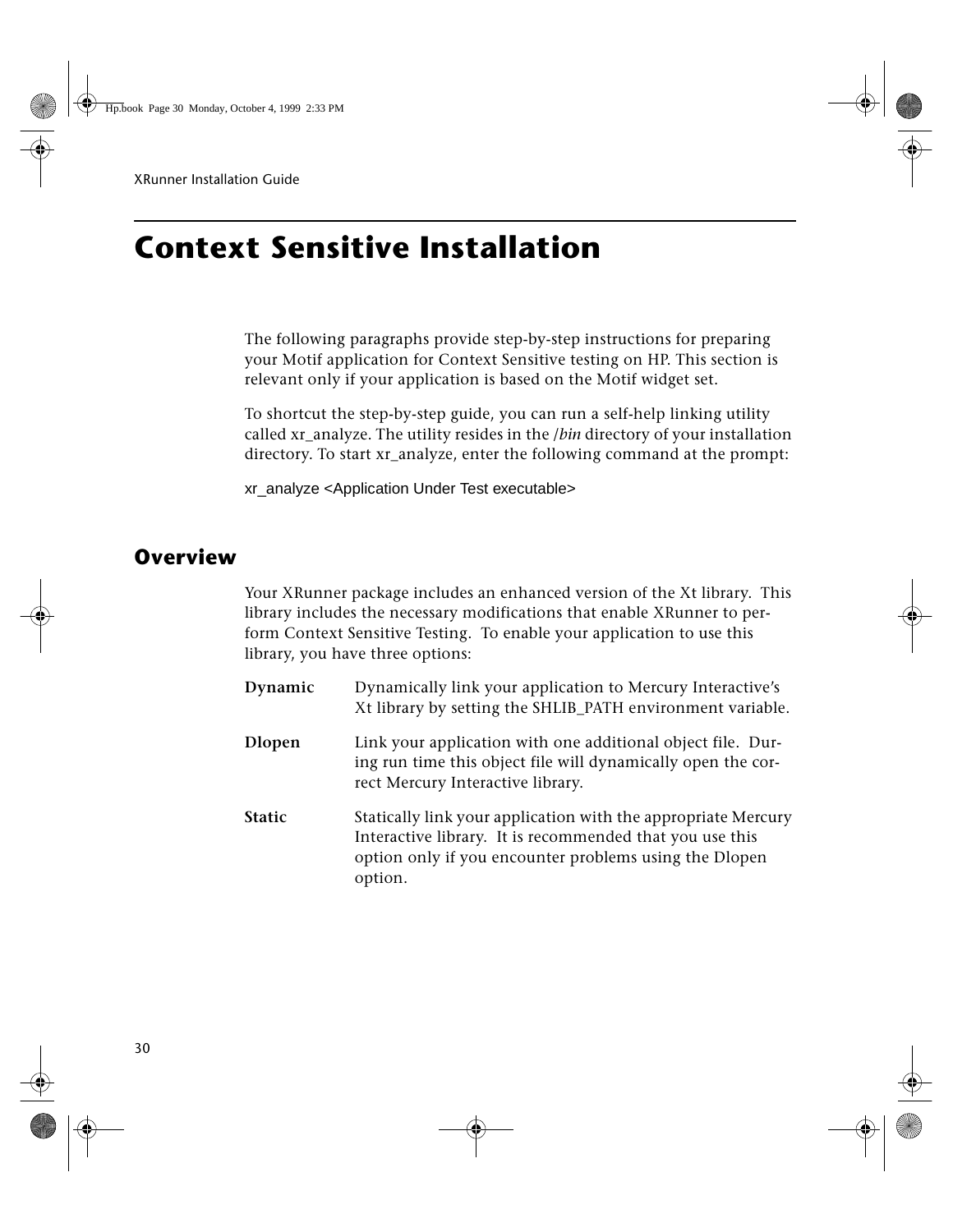# Context Sensitive Installation

The following paragraphs provide step-by-step instructions for preparing your Motif application for Context Sensitive testing on HP. This section is relevant only if your application is based on the Motif widget set.

To shortcut the step-by-step guide, you can run a self-help linking utility called xr_analyze. The utility resides in the */bin* directory of your installation directory. To start xr_analyze, enter the following command at the prompt:

```
xr_analyze <Application Under Test executable>
```

## Overview

Your XRunner package includes an enhanced version of the Xt library. This library includes the necessary modifications that enable XRunner to perform Context Sensitive Testing. To enable your application to use this library, you have three options:

**Dynamic** Dynamically link your application to Mercury Interactive's Xt library by setting the SHLIB_PATH environment variable.

**Dlopen** Link your application with one additional object file. During run time this object file will dynamically open the correct Mercury Interactive library.

**Static** Statically link your application with the appropriate Mercury Interactive library. It is recommended that you use this option only if you encounter problems using the Dlopen option.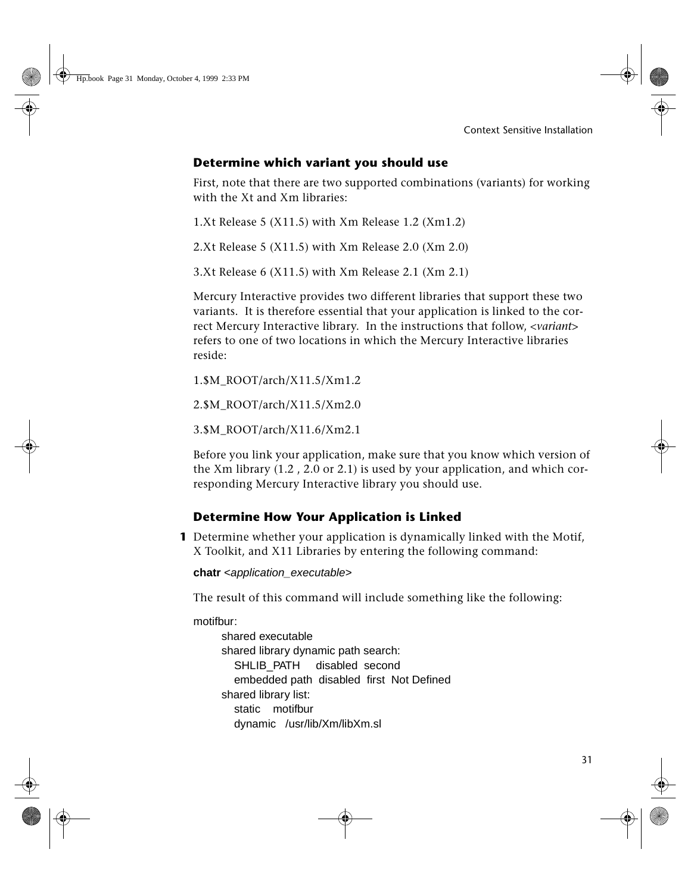### Determine which variant you should use

First, note that there are two supported combinations (variants) for working with the Xt and Xm libraries:

1.Xt Release 5 (X11.5) with Xm Release 1.2 (Xm1.2)

2.Xt Release 5 (X11.5) with Xm Release 2.0 (Xm 2.0)

3.Xt Release 6 (X11.5) with Xm Release 2.1 (Xm 2.1)

Mercury Interactive provides two different libraries that support these two variants. It is therefore essential that your application is linked to the correct Mercury Interactive library. In the instructions that follow, *<variant>* refers to one of two locations in which the Mercury Interactive libraries reside:

1.$M_ROOT/arch/X11.5/Xm1.2

2.$M_ROOT/arch/X11.5/Xm2.0

3.$M_ROOT/arch/X11.6/Xm2.1

Before you link your application, make sure that you know which version of the Xm library (1.2 , 2.0 or 2.1) is used by your application, and which corresponding Mercury Interactive library you should use.

### Determine How Your Application is Linked

**1** Determine whether your application is dynamically linked with the Motif, X Toolkit, and X11 Libraries by entering the following command:

**chatr** *<application_executable>*

The result of this command will include something like the following:

```
motifbur:
       shared executable
       shared library dynamic path search:
          SHLIB_PATH     disabled  second
          embedded path  disabled  first  Not Defined
       shared library list:
          static    motifbur
          dynamic   /usr/lib/Xm/libXm.sl
```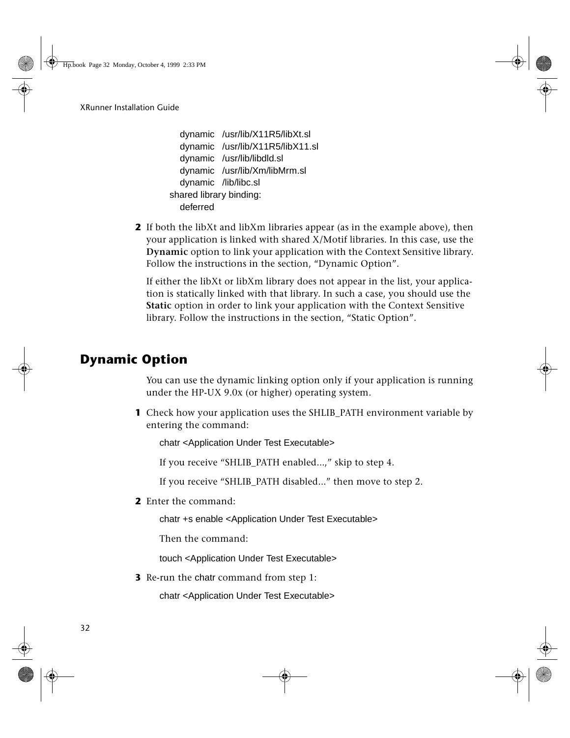```
    dynamic   /usr/lib/X11R5/libXt.sl
    dynamic   /usr/lib/X11R5/libX11.sl
    dynamic   /usr/lib/libdld.sl
    dynamic   /usr/lib/Xm/libMrm.sl
    dynamic   /lib/libc.sl
  shared library binding:
    deferred
```

**2** If both the libXt and libXm libraries appear (as in the example above), then your application is linked with shared X/Motif libraries. In this case, use the **Dynamic** option to link your application with the Context Sensitive library. Follow the instructions in the section, “Dynamic Option”.

If either the libXt or libXm library does not appear in the list, your application is statically linked with that library. In such a case, you should use the **Static** option in order to link your application with the Context Sensitive library. Follow the instructions in the section, “Static Option”.

## Dynamic Option

You can use the dynamic linking option only if your application is running under the HP-UX 9.0x (or higher) operating system.

**1** Check how your application uses the SHLIB_PATH environment variable by entering the command:

```
chatr <Application Under Test Executable>
```

If you receive “SHLIB_PATH enabled...,” skip to step 4.

If you receive “SHLIB_PATH disabled...” then move to step 2.

**2** Enter the command:

```
chatr +s enable <Application Under Test Executable>
```

Then the command:

```
touch <Application Under Test Executable>
```

**3** Re-run the chatr command from step 1:

```
chatr <Application Under Test Executable>
```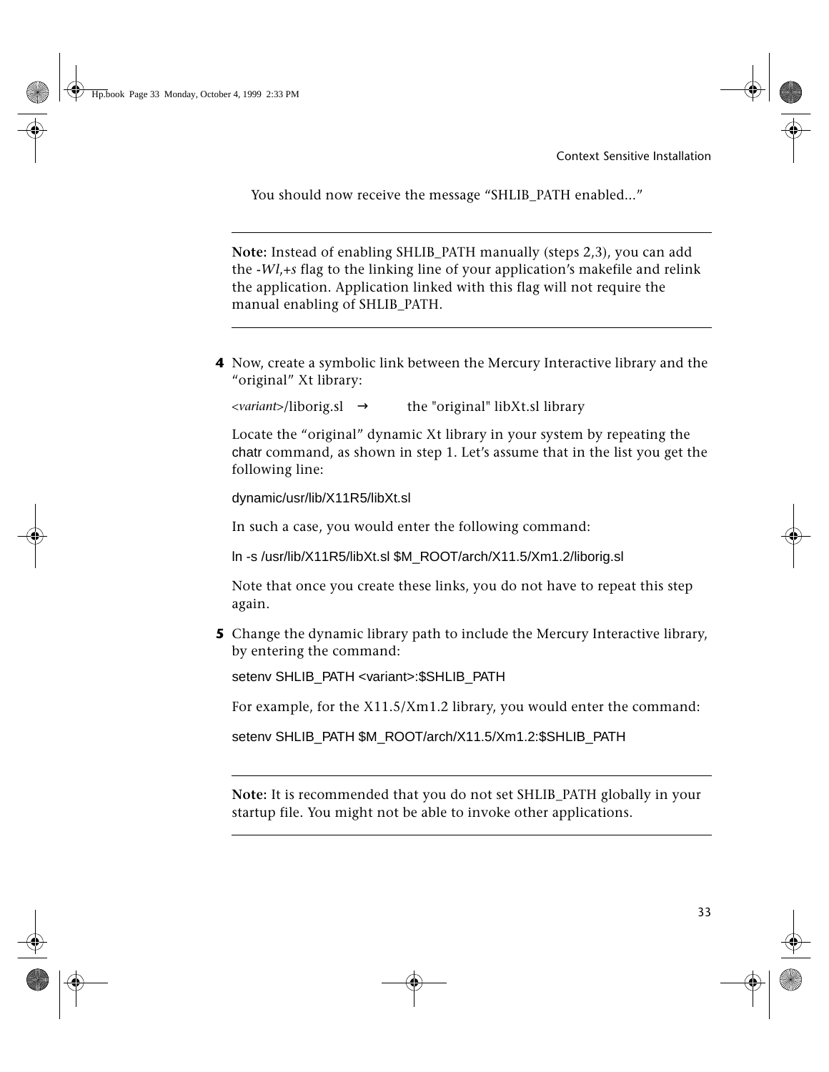You should now receive the message “SHLIB_PATH enabled...”

---

**Note:** Instead of enabling SHLIB_PATH manually (steps 2,3), you can add the *-Wl,+s* flag to the linking line of your application’s makefile and relink the application. Application linked with this flag will not require the manual enabling of SHLIB_PATH.

---

**4** Now, create a symbolic link between the Mercury Interactive library and the “original” Xt library:

*<variant>*/liborig.sl → the "original" libXt.sl library

Locate the “original” dynamic Xt library in your system by repeating the chatr command, as shown in step 1. Let’s assume that in the list you get the following line:

```
dynamic/usr/lib/X11R5/libXt.sl
```

In such a case, you would enter the following command:

```
ln -s /usr/lib/X11R5/libXt.sl $M_ROOT/arch/X11.5/Xm1.2/liborig.sl
```

Note that once you create these links, you do not have to repeat this step again.

**5** Change the dynamic library path to include the Mercury Interactive library, by entering the command:

```
setenv SHLIB_PATH <variant>:$SHLIB_PATH
```

For example, for the X11.5/Xm1.2 library, you would enter the command:

```
setenv SHLIB_PATH $M_ROOT/arch/X11.5/Xm1.2:$SHLIB_PATH
```

---

**Note:** It is recommended that you do not set SHLIB_PATH globally in your startup file. You might not be able to invoke other applications.

---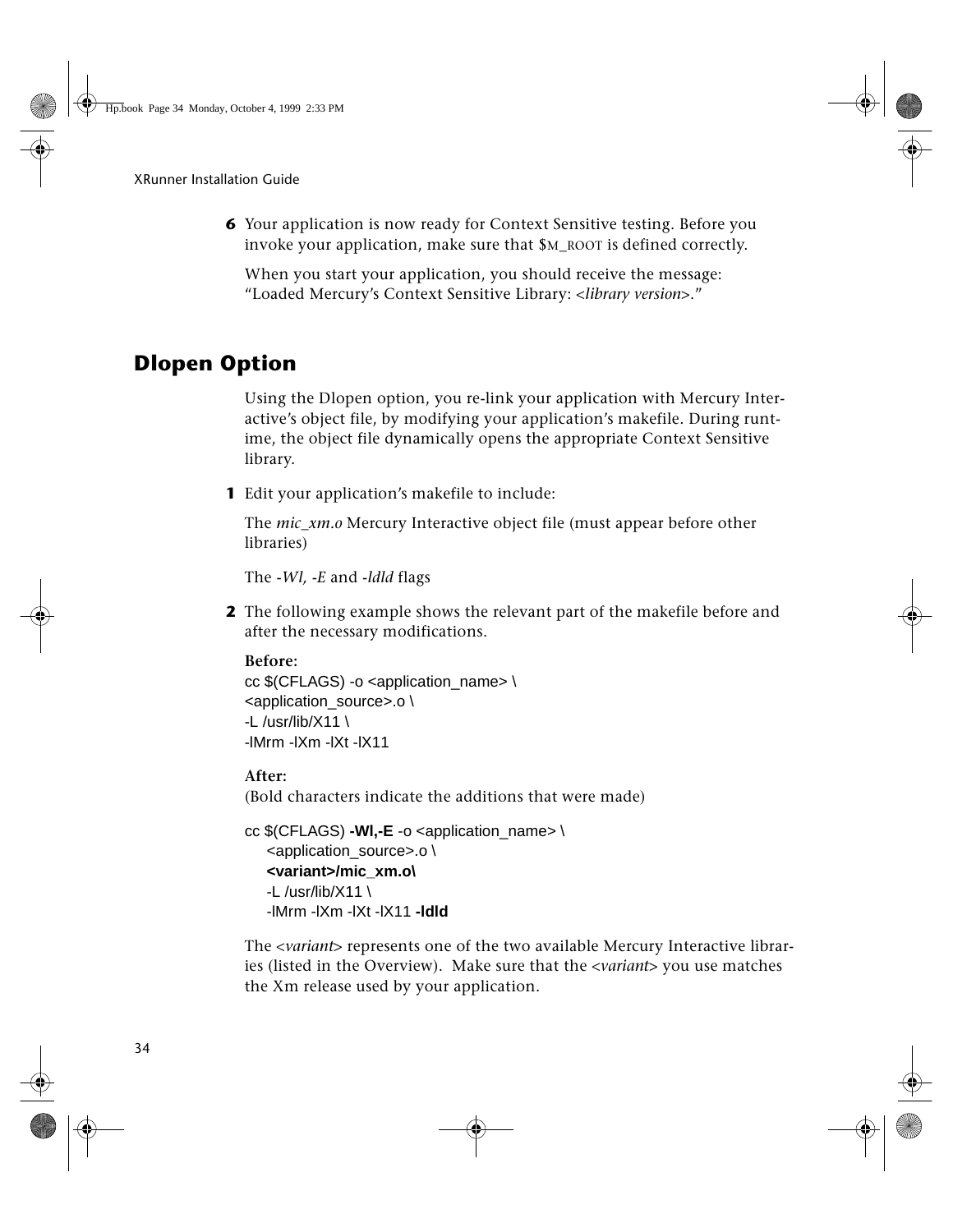**6** Your application is now ready for Context Sensitive testing. Before you invoke your application, make sure that $M_ROOT is defined correctly.

When you start your application, you should receive the message: "Loaded Mercury's Context Sensitive Library: <*library version*>."

## Dlopen Option

Using the Dlopen option, you re-link your application with Mercury Interactive's object file, by modifying your application's makefile. During runtime, the object file dynamically opens the appropriate Context Sensitive library.

**1** Edit your application's makefile to include:

The *mic_xm.o* Mercury Interactive object file (must appear before other libraries)

The *-Wl, -E* and *-ldld* flags

**2** The following example shows the relevant part of the makefile before and after the necessary modifications.

**Before:**

```
cc $(CFLAGS) -o <application_name> \
<application_source>.o \
-L /usr/lib/X11 \
-lMrm -lXm -lXt -lX11
```

**After:**

(Bold characters indicate the additions that were made)

```
cc $(CFLAGS) -Wl,-E -o <application_name> \
    <application_source>.o \
    <variant>/mic_xm.o\
    -L /usr/lib/X11 \
    -lMrm -lXm -lXt -lX11 -ldld
```

The <*variant*> represents one of the two available Mercury Interactive libraries (listed in the Overview). Make sure that the <*variant*> you use matches the Xm release used by your application.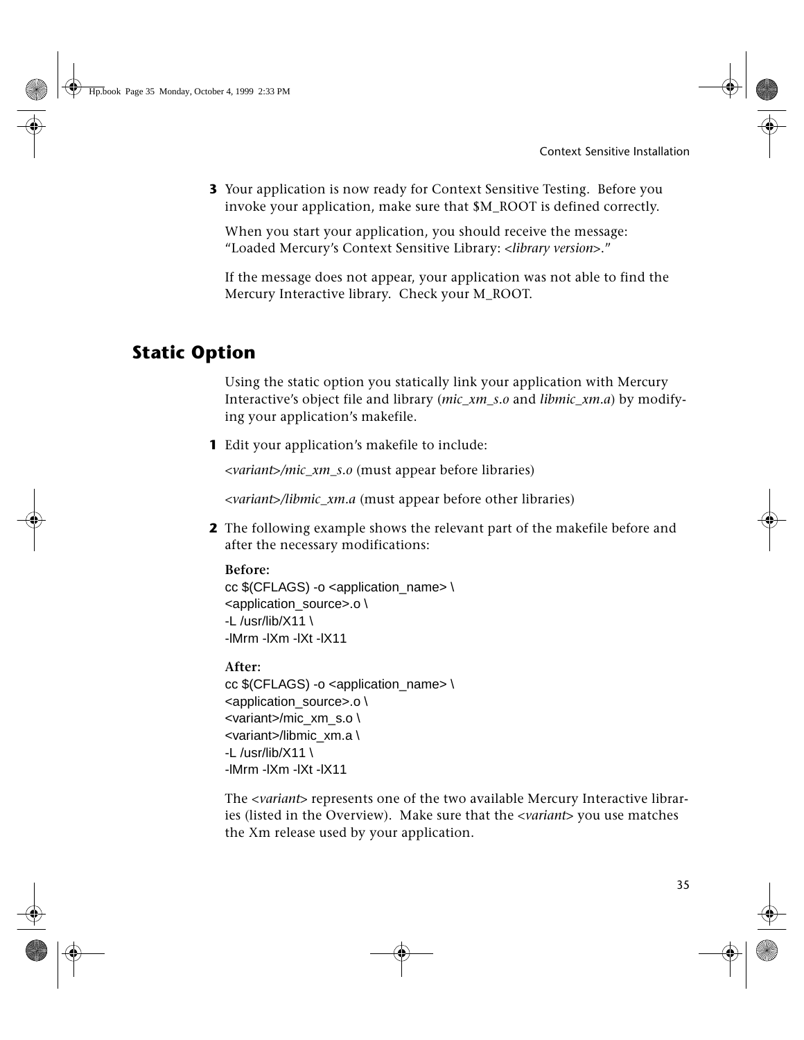3. Your application is now ready for Context Sensitive Testing. Before you invoke your application, make sure that $M_ROOT is defined correctly.

   When you start your application, you should receive the message: “Loaded Mercury’s Context Sensitive Library: <*library version*>.”

   If the message does not appear, your application was not able to find the Mercury Interactive library. Check your M_ROOT.

## Static Option

Using the static option you statically link your application with Mercury Interactive’s object file and library (*mic_xm_s.o* and *libmic_xm.a*) by modifying your application’s makefile.

1. Edit your application’s makefile to include:

   <*variant*>*/mic_xm_s.o* (must appear before libraries)

   <*variant*>*/libmic_xm.a* (must appear before other libraries)

2. The following example shows the relevant part of the makefile before and after the necessary modifications:

   **Before:**

   ```
   cc $(CFLAGS) -o <application_name> \
   <application_source>.o \
   -L /usr/lib/X11 \
   -lMrm -lXm -lXt -lX11
   ```

   **After:**

   ```
   cc $(CFLAGS) -o <application_name> \
   <application_source>.o \
   <variant>/mic_xm_s.o \
   <variant>/libmic_xm.a \
   -L /usr/lib/X11 \
   -lMrm -lXm -lXt -lX11
   ```

   The <*variant*> represents one of the two available Mercury Interactive libraries (listed in the Overview). Make sure that the <*variant*> you use matches the Xm release used by your application.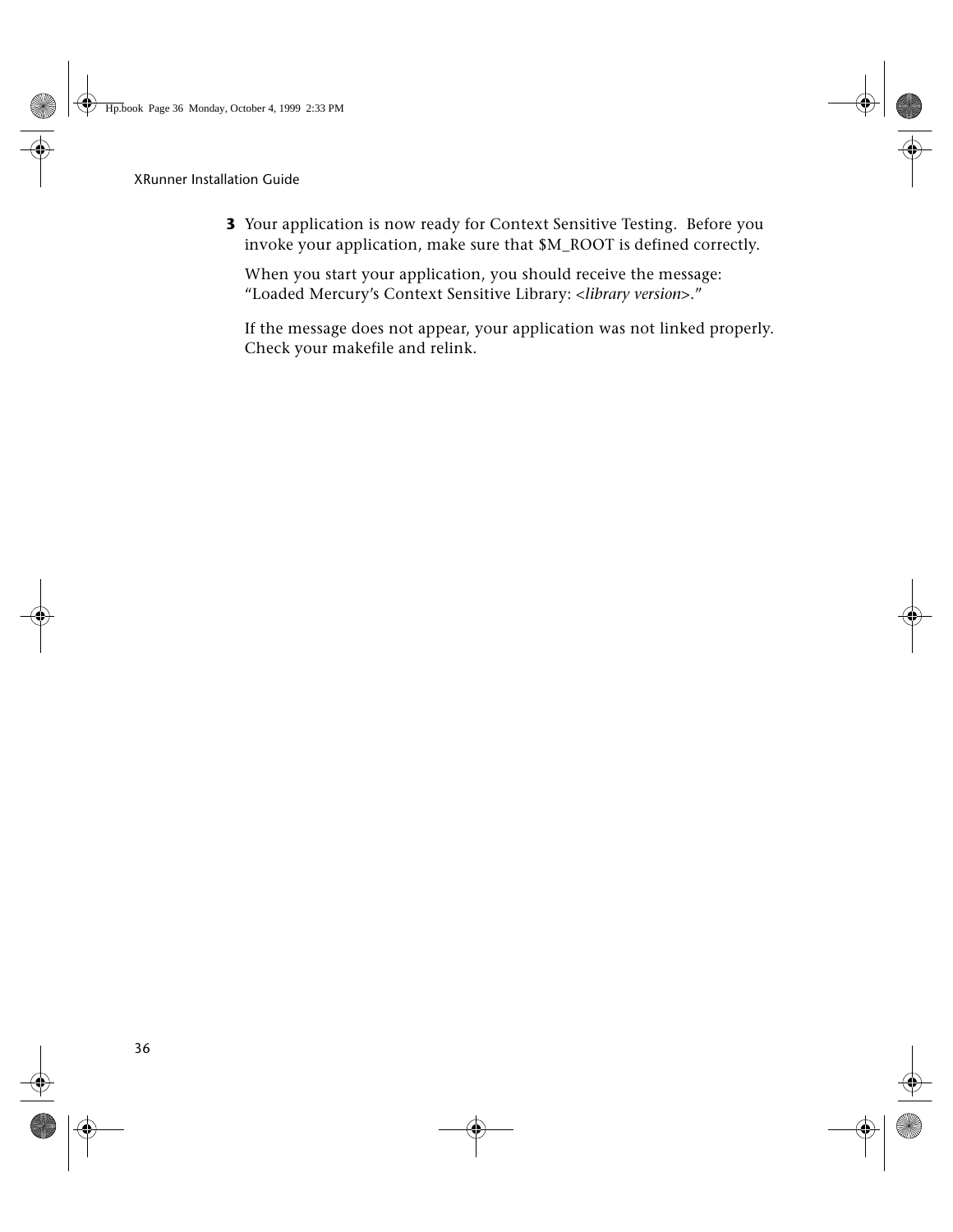3. Your application is now ready for Context Sensitive Testing. Before you invoke your application, make sure that $M_ROOT is defined correctly.

   When you start your application, you should receive the message: "Loaded Mercury's Context Sensitive Library: <*library version*>."

   If the message does not appear, your application was not linked properly. Check your makefile and relink.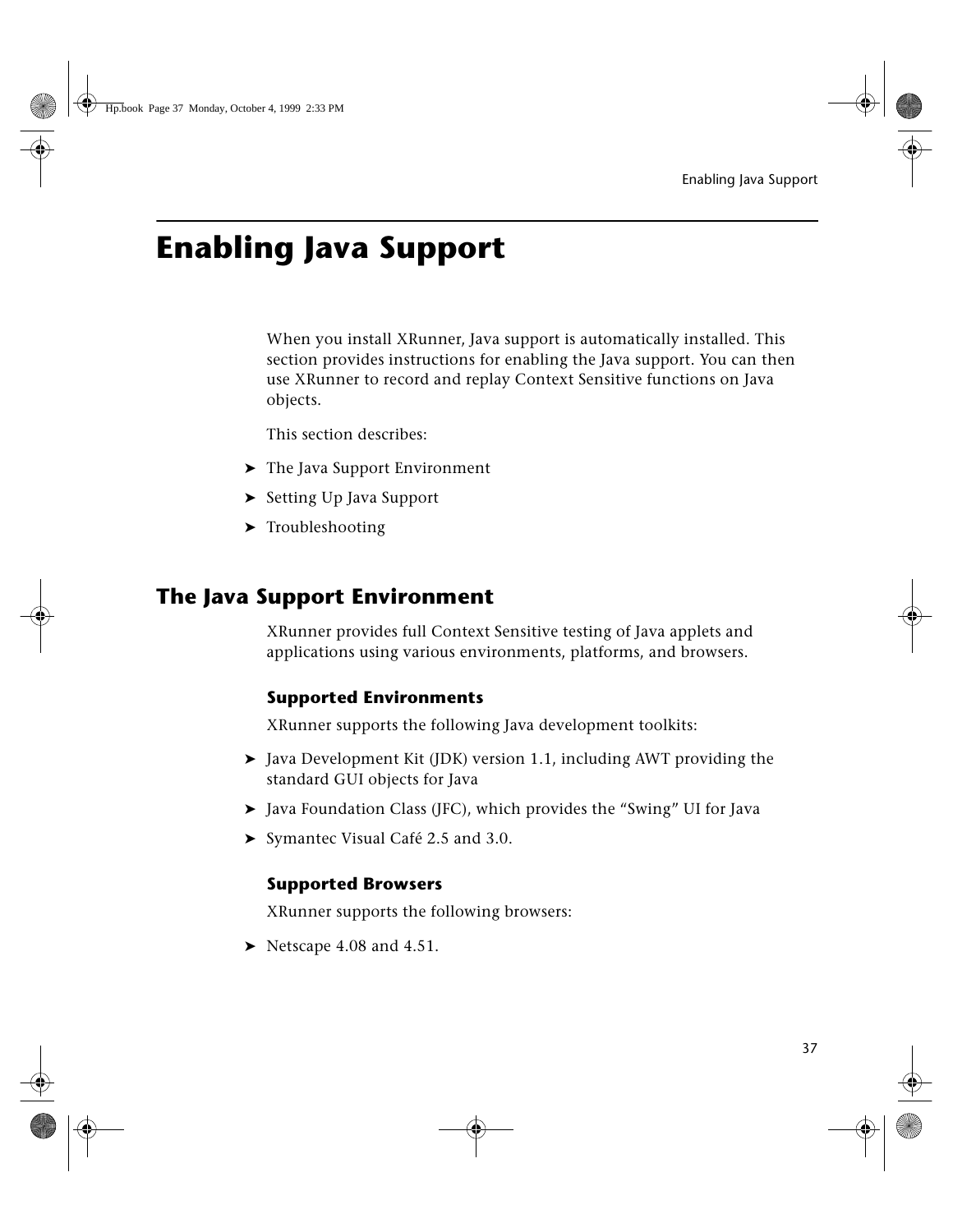# Enabling Java Support

When you install XRunner, Java support is automatically installed. This section provides instructions for enabling the Java support. You can then use XRunner to record and replay Context Sensitive functions on Java objects.

This section describes:

- The Java Support Environment
- Setting Up Java Support
- Troubleshooting

## The Java Support Environment

XRunner provides full Context Sensitive testing of Java applets and applications using various environments, platforms, and browsers.

### Supported Environments

XRunner supports the following Java development toolkits:

- Java Development Kit (JDK) version 1.1, including AWT providing the standard GUI objects for Java
- Java Foundation Class (JFC), which provides the “Swing” UI for Java
- Symantec Visual Café 2.5 and 3.0.

### Supported Browsers

XRunner supports the following browsers:

- Netscape 4.08 and 4.51.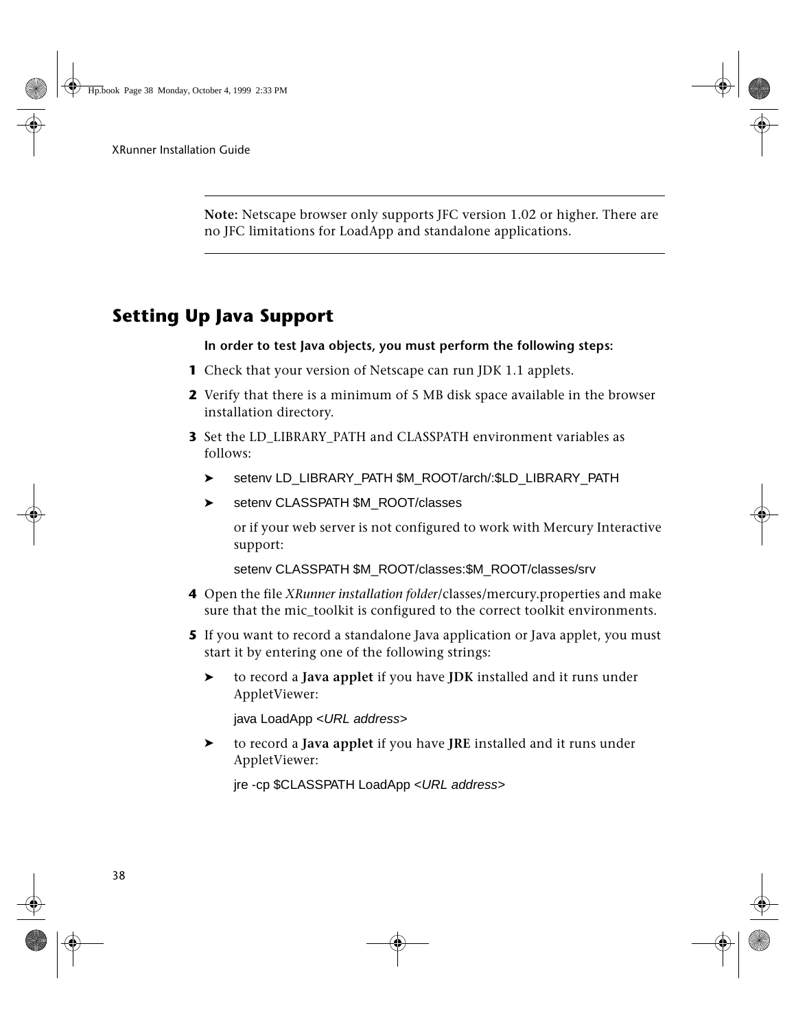**Note:** Netscape browser only supports JFC version 1.02 or higher. There are no JFC limitations for LoadApp and standalone applications.

## Setting Up Java Support

**In order to test Java objects, you must perform the following steps:**

1. Check that your version of Netscape can run JDK 1.1 applets.
2. Verify that there is a minimum of 5 MB disk space available in the browser installation directory.
3. Set the LD_LIBRARY_PATH and CLASSPATH environment variables as follows:
   - setenv LD_LIBRARY_PATH $M_ROOT/arch/:$LD_LIBRARY_PATH
   - setenv CLASSPATH $M_ROOT/classes

     or if your web server is not configured to work with Mercury Interactive support:

     setenv CLASSPATH $M_ROOT/classes:$M_ROOT/classes/srv
4. Open the file *XRunner installation folder*/classes/mercury.properties and make sure that the mic_toolkit is configured to the correct toolkit environments.
5. If you want to record a standalone Java application or Java applet, you must start it by entering one of the following strings:
   - to record a **Java applet** if you have **JDK** installed and it runs under AppletViewer:

     java LoadApp <*URL address*>
   - to record a **Java applet** if you have **JRE** installed and it runs under AppletViewer:

     jre -cp $CLASSPATH LoadApp <*URL address*>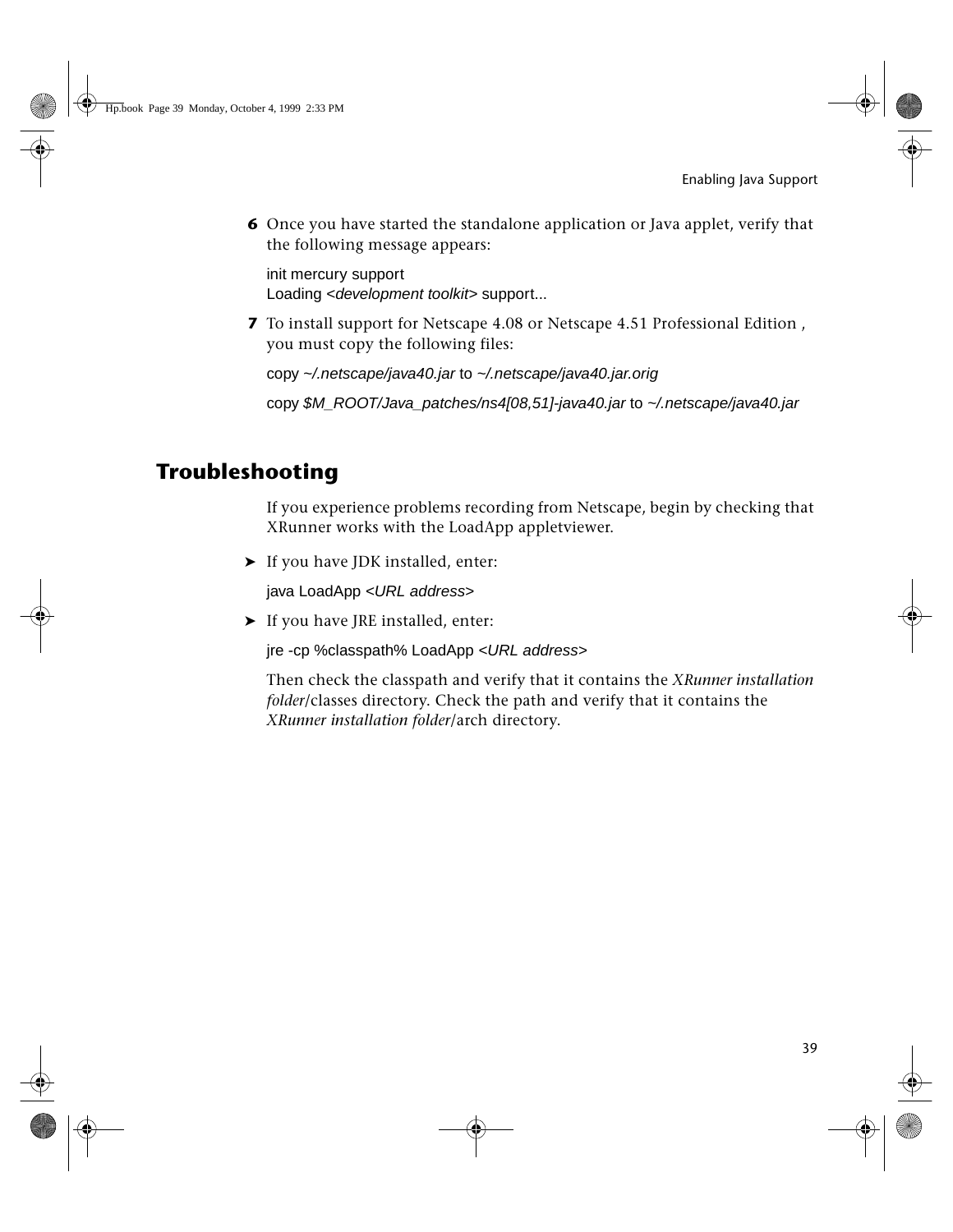6. Once you have started the standalone application or Java applet, verify that the following message appears:

```
init mercury support
Loading <development toolkit> support...
```

7. To install support for Netscape 4.08 or Netscape 4.51 Professional Edition , you must copy the following files:

```
copy ~/.netscape/java40.jar to ~/.netscape/java40.jar.orig
```

```
copy $M_ROOT/Java_patches/ns4[08,51]-java40.jar to ~/.netscape/java40.jar
```

## Troubleshooting

If you experience problems recording from Netscape, begin by checking that XRunner works with the LoadApp appletviewer.

- If you have JDK installed, enter:

```
java LoadApp <URL address>
```

- If you have JRE installed, enter:

```
jre -cp %classpath% LoadApp <URL address>
```

Then check the classpath and verify that it contains the *XRunner installation folder*/classes directory. Check the path and verify that it contains the *XRunner installation folder*/arch directory.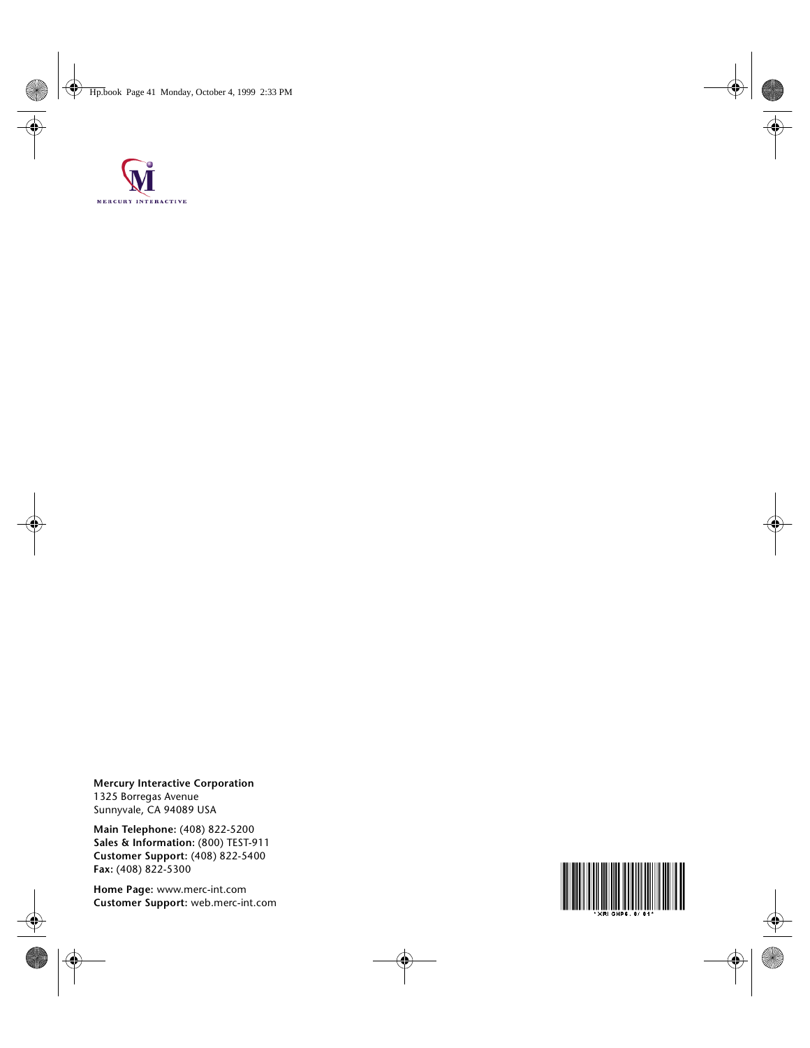MERCURY INTERACTIVE

**Mercury Interactive Corporation**
1325 Borregas Avenue
Sunnyvale, CA 94089 USA

**Main Telephone:** (408) 822-5200
**Sales & Information:** (800) TEST-911
**Customer Support:** (408) 822-5400
**Fax:** (408) 822-5300

**Home Page:** www.merc-int.com
**Customer Support:** web.merc-int.com